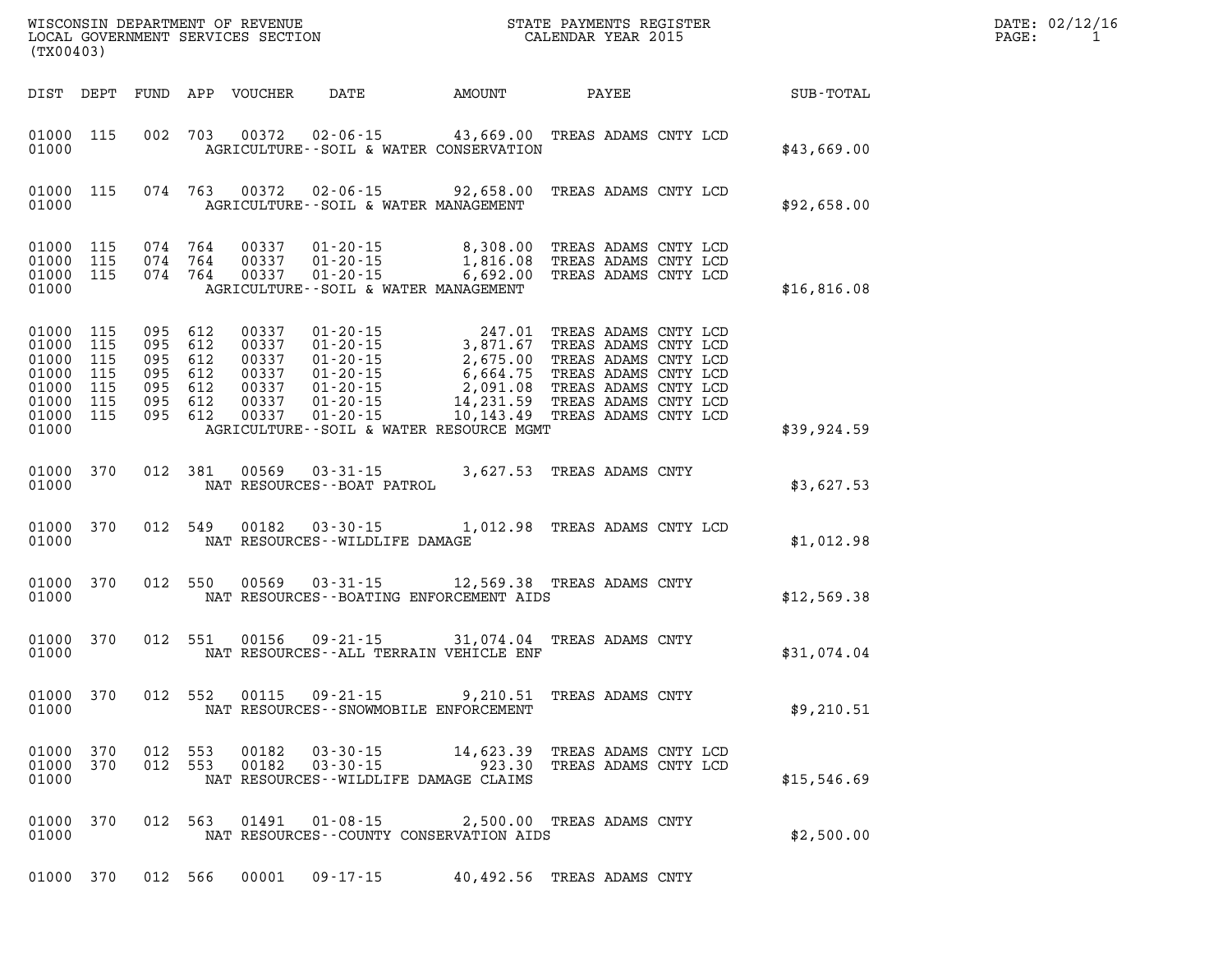WISCONSIN DEPARTMENT OF REVENUE
LOCAL GOVERNMENT SERVICES SECTION
(TX00403)

STATE PAYMENTS REGISTER
CALENDAR YEAR 2015

DATE: 02/12/16

| DIST | DEPT | FUND | APP | VOUCHER | DATE | AMOUNT | PAYEE | SUB-TOTAL |
|---|---|---|---|---|---|---|---|---|
| 01000 | 115 | 002 | 703 | 00372 | 02-06-15 | 43,669.00 | TREAS ADAMS CNTY LCD | |
| 01000 | | | | | AGRICULTURE--SOIL & WATER CONSERVATION | | | $43,669.00 |
| 01000 | 115 | 074 | 763 | 00372 | 02-06-15 | 92,658.00 | TREAS ADAMS CNTY LCD | |
| 01000 | | | | | AGRICULTURE--SOIL & WATER MANAGEMENT | | | $92,658.00 |
| 01000 | 115 | 074 | 764 | 00337 | 01-20-15 | 8,308.00 | TREAS ADAMS CNTY LCD | |
| 01000 | 115 | 074 | 764 | 00337 | 01-20-15 | 1,816.08 | TREAS ADAMS CNTY LCD | |
| 01000 | 115 | 074 | 764 | 00337 | 01-20-15 | 6,692.00 | TREAS ADAMS CNTY LCD | |
| 01000 | | | | | AGRICULTURE--SOIL & WATER MANAGEMENT | | | $16,816.08 |
| 01000 | 115 | 095 | 612 | 00337 | 01-20-15 | 247.01 | TREAS ADAMS CNTY LCD | |
| 01000 | 115 | 095 | 612 | 00337 | 01-20-15 | 3,871.67 | TREAS ADAMS CNTY LCD | |
| 01000 | 115 | 095 | 612 | 00337 | 01-20-15 | 2,675.00 | TREAS ADAMS CNTY LCD | |
| 01000 | 115 | 095 | 612 | 00337 | 01-20-15 | 6,664.75 | TREAS ADAMS CNTY LCD | |
| 01000 | 115 | 095 | 612 | 00337 | 01-20-15 | 2,091.08 | TREAS ADAMS CNTY LCD | |
| 01000 | 115 | 095 | 612 | 00337 | 01-20-15 | 14,231.59 | TREAS ADAMS CNTY LCD | |
| 01000 | 115 | 095 | 612 | 00337 | 01-20-15 | 10,143.49 | TREAS ADAMS CNTY LCD | |
| 01000 | | | | | AGRICULTURE--SOIL & WATER RESOURCE MGMT | | | $39,924.59 |
| 01000 | 370 | 012 | 381 | 00569 | 03-31-15 | 3,627.53 | TREAS ADAMS CNTY | |
| 01000 | | | | | NAT RESOURCES--BOAT PATROL | | | $3,627.53 |
| 01000 | 370 | 012 | 549 | 00182 | 03-30-15 | 1,012.98 | TREAS ADAMS CNTY LCD | |
| 01000 | | | | | NAT RESOURCES--WILDLIFE DAMAGE | | | $1,012.98 |
| 01000 | 370 | 012 | 550 | 00569 | 03-31-15 | 12,569.38 | TREAS ADAMS CNTY | |
| 01000 | | | | | NAT RESOURCES--BOATING ENFORCEMENT AIDS | | | $12,569.38 |
| 01000 | 370 | 012 | 551 | 00156 | 09-21-15 | 31,074.04 | TREAS ADAMS CNTY | |
| 01000 | | | | | NAT RESOURCES--ALL TERRAIN VEHICLE ENF | | | $31,074.04 |
| 01000 | 370 | 012 | 552 | 00115 | 09-21-15 | 9,210.51 | TREAS ADAMS CNTY | |
| 01000 | | | | | NAT RESOURCES--SNOWMOBILE ENFORCEMENT | | | $9,210.51 |
| 01000 | 370 | 012 | 553 | 00182 | 03-30-15 | 14,623.39 | TREAS ADAMS CNTY LCD | |
| 01000 | 370 | 012 | 553 | 00182 | 03-30-15 | 923.30 | TREAS ADAMS CNTY LCD | |
| 01000 | | | | | NAT RESOURCES--WILDLIFE DAMAGE CLAIMS | | | $15,546.69 |
| 01000 | 370 | 012 | 563 | 01491 | 01-08-15 | 2,500.00 | TREAS ADAMS CNTY | |
| 01000 | | | | | NAT RESOURCES--COUNTY CONSERVATION AIDS | | | $2,500.00 |
| 01000 | 370 | 012 | 566 | 00001 | 09-17-15 | 40,492.56 | TREAS ADAMS CNTY | |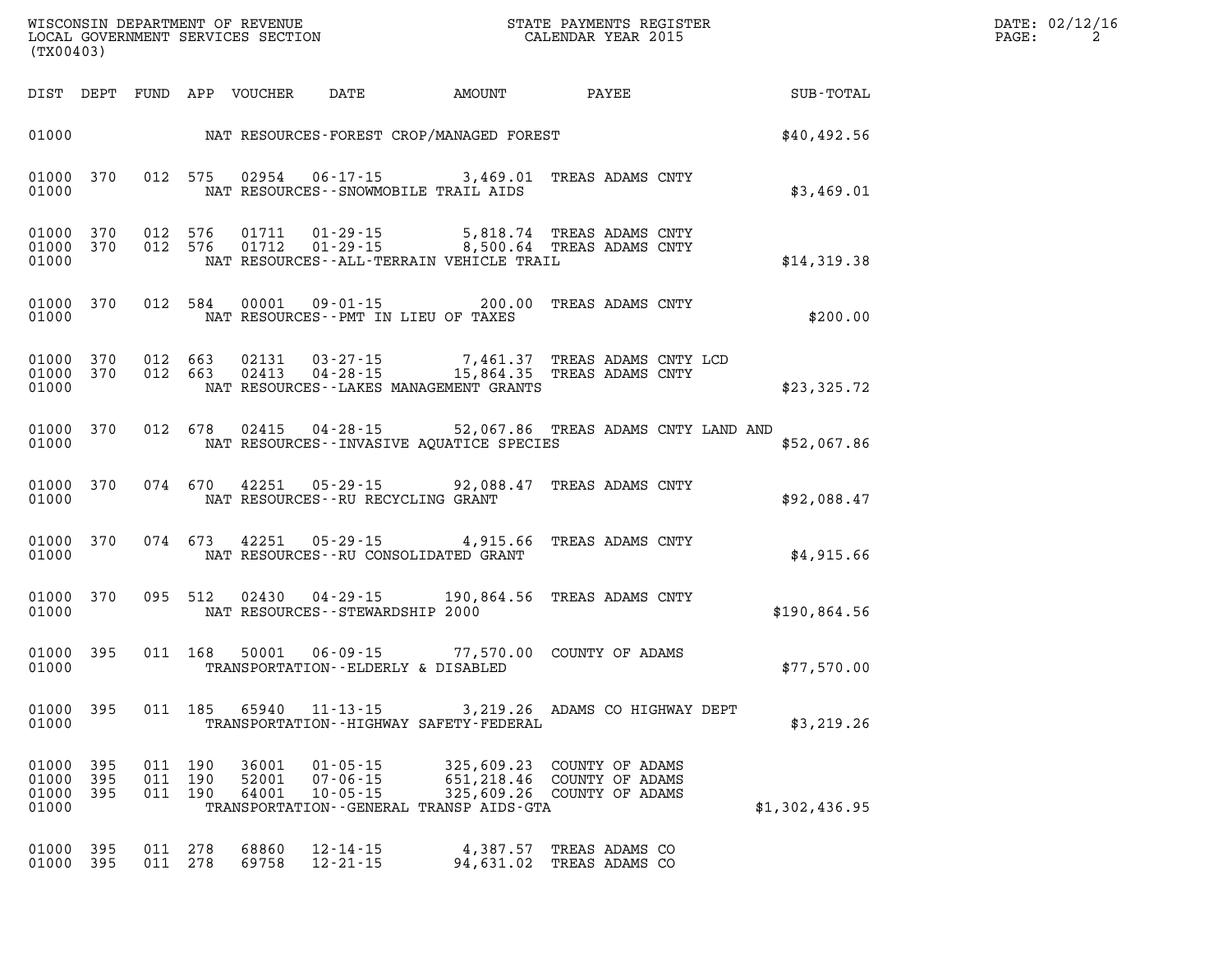| DIST | DEPT | FUND | APP | VOUCHER | DATE | AMOUNT | PAYEE | SUB-TOTAL |
|---|---|---|---|---|---|---|---|---|
| 01000 | | | | | | NAT RESOURCES-FOREST CROP/MANAGED FOREST | | $40,492.56 |
| 01000 | 370 | 012 | 575 | 02954 | 06-17-15 | 3,469.01 | TREAS ADAMS CNTY | |
| 01000 | | | | | | NAT RESOURCES--SNOWMOBILE TRAIL AIDS | | $3,469.01 |
| 01000 | 370 | 012 | 576 | 01711 | 01-29-15 | 5,818.74 | TREAS ADAMS CNTY | |
| 01000 | 370 | 012 | 576 | 01712 | 01-29-15 | 8,500.64 | TREAS ADAMS CNTY | |
| 01000 | | | | | | NAT RESOURCES--ALL-TERRAIN VEHICLE TRAIL | | $14,319.38 |
| 01000 | 370 | 012 | 584 | 00001 | 09-01-15 | 200.00 | TREAS ADAMS CNTY | |
| 01000 | | | | | | NAT RESOURCES--PMT IN LIEU OF TAXES | | $200.00 |
| 01000 | 370 | 012 | 663 | 02131 | 03-27-15 | 7,461.37 | TREAS ADAMS CNTY LCD | |
| 01000 | 370 | 012 | 663 | 02413 | 04-28-15 | 15,864.35 | TREAS ADAMS CNTY | |
| 01000 | | | | | | NAT RESOURCES--LAKES MANAGEMENT GRANTS | | $23,325.72 |
| 01000 | 370 | 012 | 678 | 02415 | 04-28-15 | 52,067.86 | TREAS ADAMS CNTY LAND AND | |
| 01000 | | | | | | NAT RESOURCES--INVASIVE AQUATICE SPECIES | | $52,067.86 |
| 01000 | 370 | 074 | 670 | 42251 | 05-29-15 | 92,088.47 | TREAS ADAMS CNTY | |
| 01000 | | | | | | NAT RESOURCES--RU RECYCLING GRANT | | $92,088.47 |
| 01000 | 370 | 074 | 673 | 42251 | 05-29-15 | 4,915.66 | TREAS ADAMS CNTY | |
| 01000 | | | | | | NAT RESOURCES--RU CONSOLIDATED GRANT | | $4,915.66 |
| 01000 | 370 | 095 | 512 | 02430 | 04-29-15 | 190,864.56 | TREAS ADAMS CNTY | |
| 01000 | | | | | | NAT RESOURCES--STEWARDSHIP 2000 | | $190,864.56 |
| 01000 | 395 | 011 | 168 | 50001 | 06-09-15 | 77,570.00 | COUNTY OF ADAMS | |
| 01000 | | | | | | TRANSPORTATION--ELDERLY & DISABLED | | $77,570.00 |
| 01000 | 395 | 011 | 185 | 65940 | 11-13-15 | 3,219.26 | ADAMS CO HIGHWAY DEPT | |
| 01000 | | | | | | TRANSPORTATION--HIGHWAY SAFETY-FEDERAL | | $3,219.26 |
| 01000 | 395 | 011 | 190 | 36001 | 01-05-15 | 325,609.23 | COUNTY OF ADAMS | |
| 01000 | 395 | 011 | 190 | 52001 | 07-06-15 | 651,218.46 | COUNTY OF ADAMS | |
| 01000 | 395 | 011 | 190 | 64001 | 10-05-15 | 325,609.26 | COUNTY OF ADAMS | |
| 01000 | | | | | | TRANSPORTATION--GENERAL TRANSP AIDS-GTA | | $1,302,436.95 |
| 01000 | 395 | 011 | 278 | 68860 | 12-14-15 | 4,387.57 | TREAS ADAMS CO | |
| 01000 | 395 | 011 | 278 | 69758 | 12-21-15 | 94,631.02 | TREAS ADAMS CO | |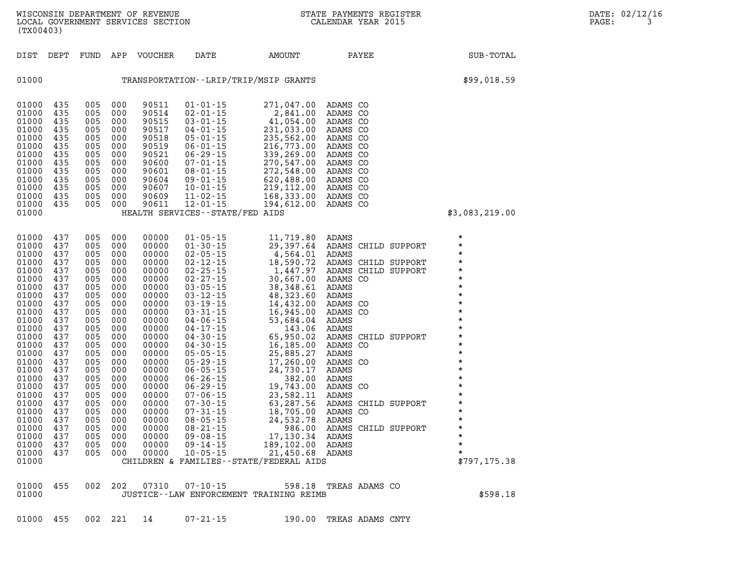| DIST | DEPT | FUND | APP | VOUCHER | DATE | AMOUNT | PAYEE | SUB-TOTAL |
|---|---|---|---|---|---|---|---|---|
| 01000 | | | | | TRANSPORTATION--LRIP/TRIP/MSIP GRANTS | | | $99,018.59 |
| 01000 | 435 | 005 | 000 | 90511 | 01-01-15 | 271,047.00 | ADAMS CO | |
| 01000 | 435 | 005 | 000 | 90514 | 02-01-15 | 2,841.00 | ADAMS CO | |
| 01000 | 435 | 005 | 000 | 90515 | 03-01-15 | 41,054.00 | ADAMS CO | |
| 01000 | 435 | 005 | 000 | 90517 | 04-01-15 | 231,033.00 | ADAMS CO | |
| 01000 | 435 | 005 | 000 | 90518 | 05-01-15 | 235,562.00 | ADAMS CO | |
| 01000 | 435 | 005 | 000 | 90519 | 06-01-15 | 216,773.00 | ADAMS CO | |
| 01000 | 435 | 005 | 000 | 90521 | 06-29-15 | 339,269.00 | ADAMS CO | |
| 01000 | 435 | 005 | 000 | 90600 | 07-01-15 | 270,547.00 | ADAMS CO | |
| 01000 | 435 | 005 | 000 | 90601 | 08-01-15 | 272,548.00 | ADAMS CO | |
| 01000 | 435 | 005 | 000 | 90604 | 09-01-15 | 620,488.00 | ADAMS CO | |
| 01000 | 435 | 005 | 000 | 90607 | 10-01-15 | 219,112.00 | ADAMS CO | |
| 01000 | 435 | 005 | 000 | 90609 | 11-02-15 | 168,333.00 | ADAMS CO | |
| 01000 | 435 | 005 | 000 | 90611 | 12-01-15 | 194,612.00 | ADAMS CO | |
| 01000 | | | | | HEALTH SERVICES--STATE/FED AIDS | | | $3,083,219.00 |
| 01000 | 437 | 005 | 000 | 00000 | 01-05-15 | 11,719.80 | ADAMS | * |
| 01000 | 437 | 005 | 000 | 00000 | 01-30-15 | 29,397.64 | ADAMS CHILD SUPPORT | * |
| 01000 | 437 | 005 | 000 | 00000 | 02-05-15 | 4,564.01 | ADAMS | * |
| 01000 | 437 | 005 | 000 | 00000 | 02-12-15 | 18,590.72 | ADAMS CHILD SUPPORT | * |
| 01000 | 437 | 005 | 000 | 00000 | 02-25-15 | 1,447.97 | ADAMS CHILD SUPPORT | * |
| 01000 | 437 | 005 | 000 | 00000 | 02-27-15 | 30,667.00 | ADAMS CO | * |
| 01000 | 437 | 005 | 000 | 00000 | 03-05-15 | 38,348.61 | ADAMS | * |
| 01000 | 437 | 005 | 000 | 00000 | 03-12-15 | 48,323.60 | ADAMS | * |
| 01000 | 437 | 005 | 000 | 00000 | 03-19-15 | 14,432.00 | ADAMS CO | * |
| 01000 | 437 | 005 | 000 | 00000 | 03-31-15 | 16,945.00 | ADAMS CO | * |
| 01000 | 437 | 005 | 000 | 00000 | 04-06-15 | 53,684.04 | ADAMS | * |
| 01000 | 437 | 005 | 000 | 00000 | 04-17-15 | 143.06 | ADAMS | * |
| 01000 | 437 | 005 | 000 | 00000 | 04-30-15 | 65,950.02 | ADAMS CHILD SUPPORT | * |
| 01000 | 437 | 005 | 000 | 00000 | 04-30-15 | 16,185.00 | ADAMS CO | * |
| 01000 | 437 | 005 | 000 | 00000 | 05-05-15 | 25,885.27 | ADAMS | * |
| 01000 | 437 | 005 | 000 | 00000 | 05-29-15 | 17,260.00 | ADAMS CO | * |
| 01000 | 437 | 005 | 000 | 00000 | 06-05-15 | 24,730.17 | ADAMS | * |
| 01000 | 437 | 005 | 000 | 00000 | 06-26-15 | 382.00 | ADAMS | * |
| 01000 | 437 | 005 | 000 | 00000 | 06-29-15 | 19,743.00 | ADAMS CO | * |
| 01000 | 437 | 005 | 000 | 00000 | 07-06-15 | 23,582.11 | ADAMS | * |
| 01000 | 437 | 005 | 000 | 00000 | 07-30-15 | 63,287.56 | ADAMS CHILD SUPPORT | * |
| 01000 | 437 | 005 | 000 | 00000 | 07-31-15 | 18,705.00 | ADAMS CO | * |
| 01000 | 437 | 005 | 000 | 00000 | 08-05-15 | 24,532.78 | ADAMS | * |
| 01000 | 437 | 005 | 000 | 00000 | 08-21-15 | 986.00 | ADAMS CHILD SUPPORT | * |
| 01000 | 437 | 005 | 000 | 00000 | 09-08-15 | 17,130.34 | ADAMS | * |
| 01000 | 437 | 005 | 000 | 00000 | 09-14-15 | 189,102.00 | ADAMS | * |
| 01000 | 437 | 005 | 000 | 00000 | 10-05-15 | 21,450.68 | ADAMS | * |
| 01000 | | | | | CHILDREN & FAMILIES--STATE/FEDERAL AIDS | | | $797,175.38 |
| 01000 | 455 | 002 | 202 | 07310 | 07-10-15 | 598.18 | TREAS ADAMS CO | |
| 01000 | | | | | JUSTICE--LAW ENFORCEMENT TRAINING REIMB | | | $598.18 |
| 01000 | 455 | 002 | 221 | 14 | 07-21-15 | 190.00 | TREAS ADAMS CNTY | |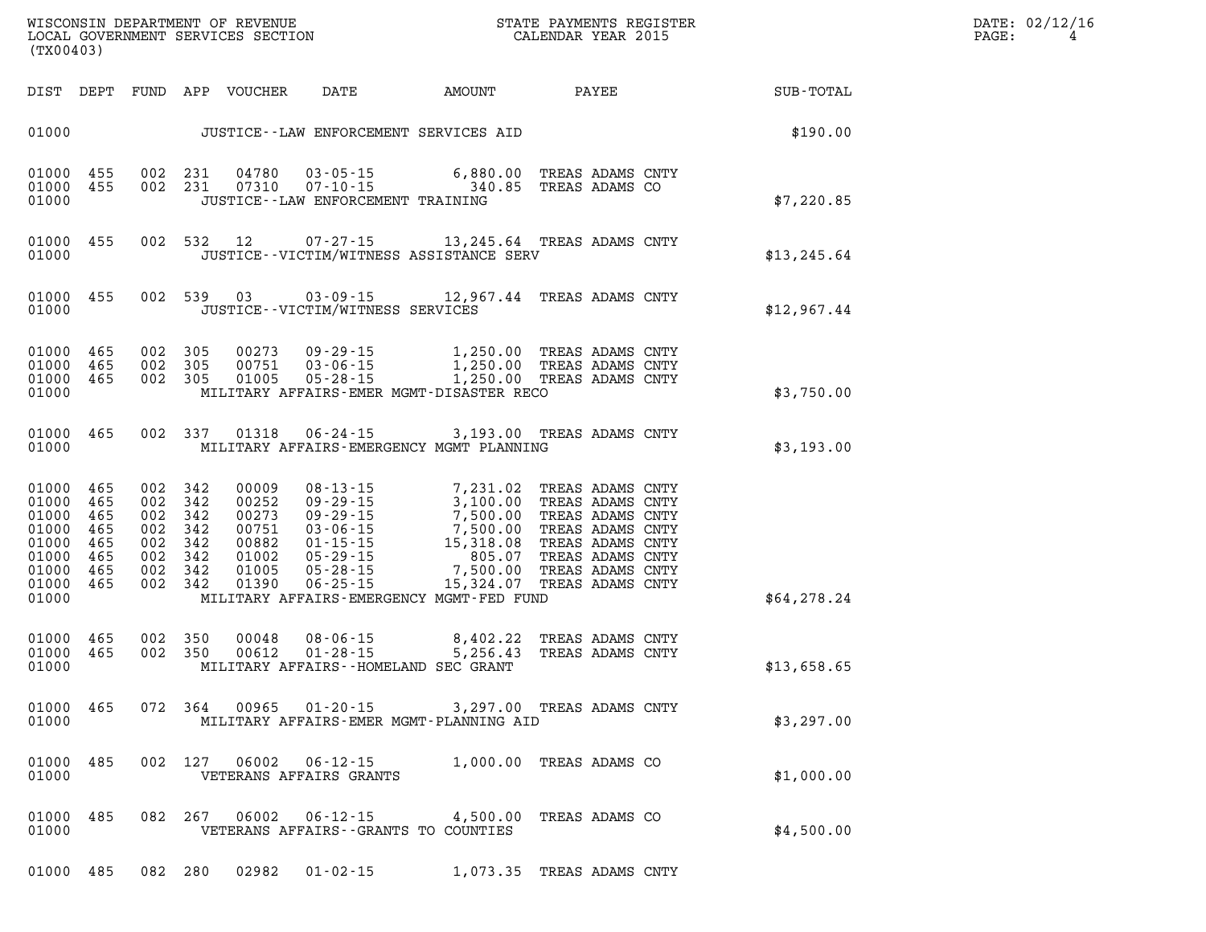WISCONSIN DEPARTMENT OF REVENUE
LOCAL GOVERNMENT SERVICES SECTION
(TX00403)

STATE PAYMENTS REGISTER
CALENDAR YEAR 2015

| DIST | DEPT | FUND | APP | VOUCHER | DATE | AMOUNT | PAYEE | SUB-TOTAL |
|---|---|---|---|---|---|---|---|---|
| 01000 | | | | | JUSTICE--LAW ENFORCEMENT SERVICES AID | | | $190.00 |
| 01000 | 455 | 002 | 231 | 04780 | 03-05-15 | 6,880.00 | TREAS ADAMS CNTY | |
| 01000 | 455 | 002 | 231 | 07310 | 07-10-15 | 340.85 | TREAS ADAMS CO | |
| 01000 | | | | | JUSTICE--LAW ENFORCEMENT TRAINING | | | $7,220.85 |
| 01000 | 455 | 002 | 532 | 12 | 07-27-15 | 13,245.64 | TREAS ADAMS CNTY | |
| 01000 | | | | | JUSTICE--VICTIM/WITNESS ASSISTANCE SERV | | | $13,245.64 |
| 01000 | 455 | 002 | 539 | 03 | 03-09-15 | 12,967.44 | TREAS ADAMS CNTY | |
| 01000 | | | | | JUSTICE--VICTIM/WITNESS SERVICES | | | $12,967.44 |
| 01000 | 465 | 002 | 305 | 00273 | 09-29-15 | 1,250.00 | TREAS ADAMS CNTY | |
| 01000 | 465 | 002 | 305 | 00751 | 03-06-15 | 1,250.00 | TREAS ADAMS CNTY | |
| 01000 | 465 | 002 | 305 | 01005 | 05-28-15 | 1,250.00 | TREAS ADAMS CNTY | |
| 01000 | | | | | MILITARY AFFAIRS-EMER MGMT-DISASTER RECO | | | $3,750.00 |
| 01000 | 465 | 002 | 337 | 01318 | 06-24-15 | 3,193.00 | TREAS ADAMS CNTY | |
| 01000 | | | | | MILITARY AFFAIRS-EMERGENCY MGMT PLANNING | | | $3,193.00 |
| 01000 | 465 | 002 | 342 | 00009 | 08-13-15 | 7,231.02 | TREAS ADAMS CNTY | |
| 01000 | 465 | 002 | 342 | 00252 | 09-29-15 | 3,100.00 | TREAS ADAMS CNTY | |
| 01000 | 465 | 002 | 342 | 00273 | 09-29-15 | 7,500.00 | TREAS ADAMS CNTY | |
| 01000 | 465 | 002 | 342 | 00751 | 03-06-15 | 7,500.00 | TREAS ADAMS CNTY | |
| 01000 | 465 | 002 | 342 | 00882 | 01-15-15 | 15,318.08 | TREAS ADAMS CNTY | |
| 01000 | 465 | 002 | 342 | 01002 | 05-29-15 | 805.07 | TREAS ADAMS CNTY | |
| 01000 | 465 | 002 | 342 | 01005 | 05-28-15 | 7,500.00 | TREAS ADAMS CNTY | |
| 01000 | 465 | 002 | 342 | 01390 | 06-25-15 | 15,324.07 | TREAS ADAMS CNTY | |
| 01000 | | | | | MILITARY AFFAIRS-EMERGENCY MGMT-FED FUND | | | $64,278.24 |
| 01000 | 465 | 002 | 350 | 00048 | 08-06-15 | 8,402.22 | TREAS ADAMS CNTY | |
| 01000 | 465 | 002 | 350 | 00612 | 01-28-15 | 5,256.43 | TREAS ADAMS CNTY | |
| 01000 | | | | | MILITARY AFFAIRS--HOMELAND SEC GRANT | | | $13,658.65 |
| 01000 | 465 | 072 | 364 | 00965 | 01-20-15 | 3,297.00 | TREAS ADAMS CNTY | |
| 01000 | | | | | MILITARY AFFAIRS-EMER MGMT-PLANNING AID | | | $3,297.00 |
| 01000 | 485 | 002 | 127 | 06002 | 06-12-15 | 1,000.00 | TREAS ADAMS CO | |
| 01000 | | | | | VETERANS AFFAIRS GRANTS | | | $1,000.00 |
| 01000 | 485 | 082 | 267 | 06002 | 06-12-15 | 4,500.00 | TREAS ADAMS CO | |
| 01000 | | | | | VETERANS AFFAIRS--GRANTS TO COUNTIES | | | $4,500.00 |
| 01000 | 485 | 082 | 280 | 02982 | 01-02-15 | 1,073.35 | TREAS ADAMS CNTY | |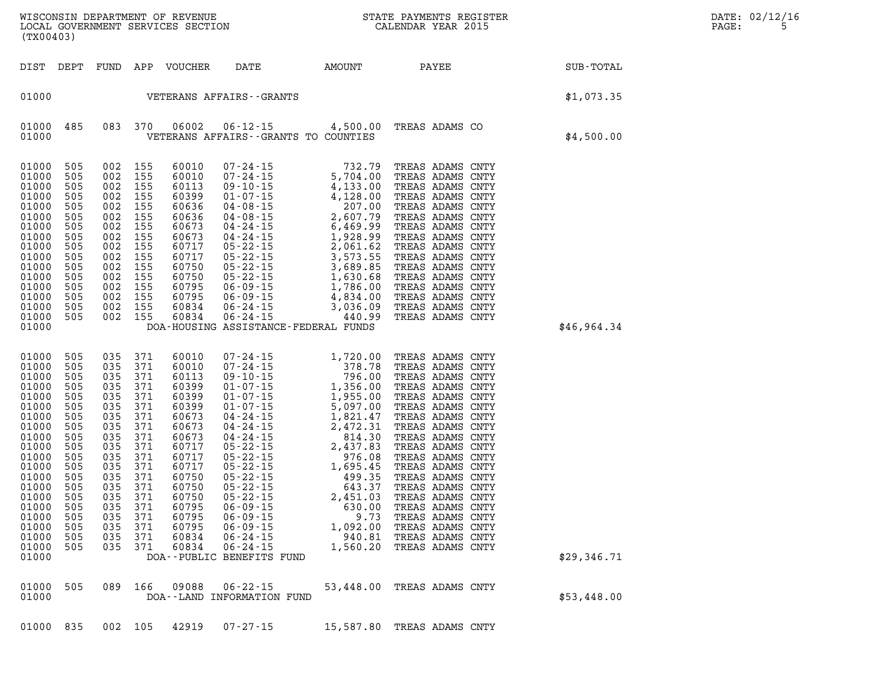| DIST | DEPT | FUND | APP | VOUCHER | DATE | AMOUNT | PAYEE | SUB-TOTAL |
|---|---|---|---|---|---|---|---|---|
| 01000 | | | | VETERANS AFFAIRS--GRANTS | | | | $1,073.35 |
| 01000 | 485 | 083 | 370 | 06002 | 06-12-15 | 4,500.00 | TREAS ADAMS CO | |
| 01000 | | | | VETERANS AFFAIRS--GRANTS TO COUNTIES | | | | $4,500.00 |
| 01000 | 505 | 002 | 155 | 60010 | 07-24-15 | 732.79 | TREAS ADAMS CNTY | |
| 01000 | 505 | 002 | 155 | 60010 | 07-24-15 | 5,704.00 | TREAS ADAMS CNTY | |
| 01000 | 505 | 002 | 155 | 60113 | 09-10-15 | 4,133.00 | TREAS ADAMS CNTY | |
| 01000 | 505 | 002 | 155 | 60399 | 01-07-15 | 4,128.00 | TREAS ADAMS CNTY | |
| 01000 | 505 | 002 | 155 | 60636 | 04-08-15 | 207.00 | TREAS ADAMS CNTY | |
| 01000 | 505 | 002 | 155 | 60636 | 04-08-15 | 2,607.79 | TREAS ADAMS CNTY | |
| 01000 | 505 | 002 | 155 | 60673 | 04-24-15 | 6,469.99 | TREAS ADAMS CNTY | |
| 01000 | 505 | 002 | 155 | 60673 | 04-24-15 | 1,928.99 | TREAS ADAMS CNTY | |
| 01000 | 505 | 002 | 155 | 60717 | 05-22-15 | 2,061.62 | TREAS ADAMS CNTY | |
| 01000 | 505 | 002 | 155 | 60717 | 05-22-15 | 3,573.55 | TREAS ADAMS CNTY | |
| 01000 | 505 | 002 | 155 | 60750 | 05-22-15 | 3,689.85 | TREAS ADAMS CNTY | |
| 01000 | 505 | 002 | 155 | 60750 | 05-22-15 | 1,630.68 | TREAS ADAMS CNTY | |
| 01000 | 505 | 002 | 155 | 60795 | 06-09-15 | 1,786.00 | TREAS ADAMS CNTY | |
| 01000 | 505 | 002 | 155 | 60795 | 06-09-15 | 4,834.00 | TREAS ADAMS CNTY | |
| 01000 | 505 | 002 | 155 | 60834 | 06-24-15 | 3,036.09 | TREAS ADAMS CNTY | |
| 01000 | 505 | 002 | 155 | 60834 | 06-24-15 | 440.99 | TREAS ADAMS CNTY | |
| 01000 | | | | DOA-HOUSING ASSISTANCE-FEDERAL FUNDS | | | | $46,964.34 |
| 01000 | 505 | 035 | 371 | 60010 | 07-24-15 | 1,720.00 | TREAS ADAMS CNTY | |
| 01000 | 505 | 035 | 371 | 60010 | 07-24-15 | 378.78 | TREAS ADAMS CNTY | |
| 01000 | 505 | 035 | 371 | 60113 | 09-10-15 | 796.00 | TREAS ADAMS CNTY | |
| 01000 | 505 | 035 | 371 | 60399 | 01-07-15 | 1,356.00 | TREAS ADAMS CNTY | |
| 01000 | 505 | 035 | 371 | 60399 | 01-07-15 | 1,955.00 | TREAS ADAMS CNTY | |
| 01000 | 505 | 035 | 371 | 60399 | 01-07-15 | 5,097.00 | TREAS ADAMS CNTY | |
| 01000 | 505 | 035 | 371 | 60673 | 04-24-15 | 1,821.47 | TREAS ADAMS CNTY | |
| 01000 | 505 | 035 | 371 | 60673 | 04-24-15 | 2,472.31 | TREAS ADAMS CNTY | |
| 01000 | 505 | 035 | 371 | 60673 | 04-24-15 | 814.30 | TREAS ADAMS CNTY | |
| 01000 | 505 | 035 | 371 | 60717 | 05-22-15 | 2,437.83 | TREAS ADAMS CNTY | |
| 01000 | 505 | 035 | 371 | 60717 | 05-22-15 | 976.08 | TREAS ADAMS CNTY | |
| 01000 | 505 | 035 | 371 | 60717 | 05-22-15 | 1,695.45 | TREAS ADAMS CNTY | |
| 01000 | 505 | 035 | 371 | 60750 | 05-22-15 | 499.35 | TREAS ADAMS CNTY | |
| 01000 | 505 | 035 | 371 | 60750 | 05-22-15 | 643.37 | TREAS ADAMS CNTY | |
| 01000 | 505 | 035 | 371 | 60750 | 05-22-15 | 2,451.03 | TREAS ADAMS CNTY | |
| 01000 | 505 | 035 | 371 | 60795 | 06-09-15 | 630.00 | TREAS ADAMS CNTY | |
| 01000 | 505 | 035 | 371 | 60795 | 06-09-15 | 9.73 | TREAS ADAMS CNTY | |
| 01000 | 505 | 035 | 371 | 60795 | 06-09-15 | 1,092.00 | TREAS ADAMS CNTY | |
| 01000 | 505 | 035 | 371 | 60834 | 06-24-15 | 940.81 | TREAS ADAMS CNTY | |
| 01000 | 505 | 035 | 371 | 60834 | 06-24-15 | 1,560.20 | TREAS ADAMS CNTY | |
| 01000 | | | | DOA--PUBLIC BENEFITS FUND | | | | $29,346.71 |
| 01000 | 505 | 089 | 166 | 09088 | 06-22-15 | 53,448.00 | TREAS ADAMS CNTY | |
| 01000 | | | | DOA--LAND INFORMATION FUND | | | | $53,448.00 |
| 01000 | 835 | 002 | 105 | 42919 | 07-27-15 | 15,587.80 | TREAS ADAMS CNTY | |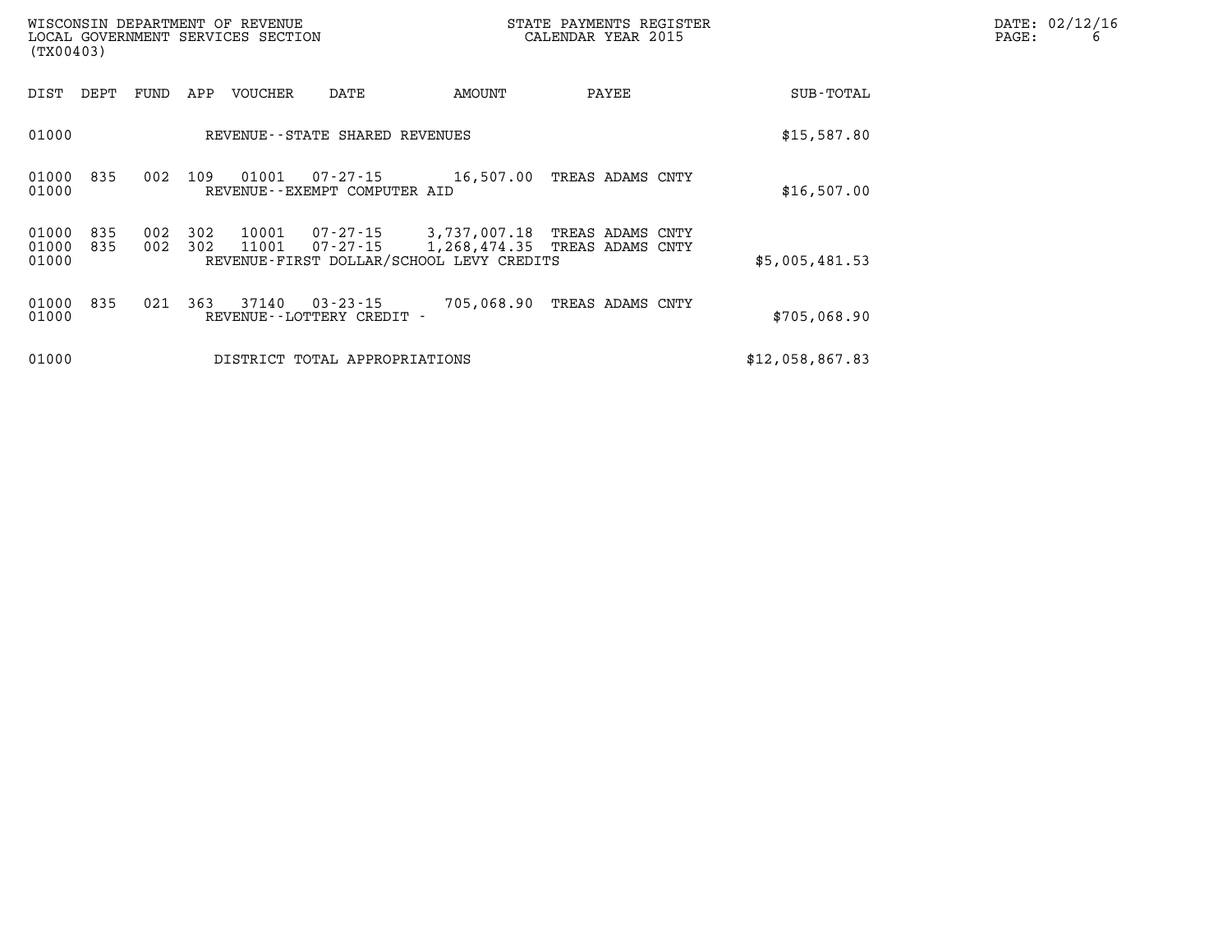| DIST | DEPT | FUND | APP | VOUCHER | DATE | AMOUNT | PAYEE | SUB-TOTAL |
|---|---|---|---|---|---|---|---|---|
| 01000 | | | | REVENUE--STATE SHARED REVENUES | | | | $15,587.80 |
| 01000 | 835 | 002 | 109 | 01001 | 07-27-15 | 16,507.00 | TREAS ADAMS CNTY | |
| 01000 | | | | REVENUE--EXEMPT COMPUTER AID | | | | $16,507.00 |
| 01000 | 835 | 002 | 302 | 10001 | 07-27-15 | 3,737,007.18 | TREAS ADAMS CNTY | |
| 01000 | 835 | 002 | 302 | 11001 | 07-27-15 | 1,268,474.35 | TREAS ADAMS CNTY | |
| 01000 | | | | REVENUE-FIRST DOLLAR/SCHOOL LEVY CREDITS | | | | $5,005,481.53 |
| 01000 | 835 | 021 | 363 | 37140 | 03-23-15 | 705,068.90 | TREAS ADAMS CNTY | |
| 01000 | | | | REVENUE--LOTTERY CREDIT - | | | | $705,068.90 |
| 01000 | | | | DISTRICT TOTAL APPROPRIATIONS | | | | $12,058,867.83 |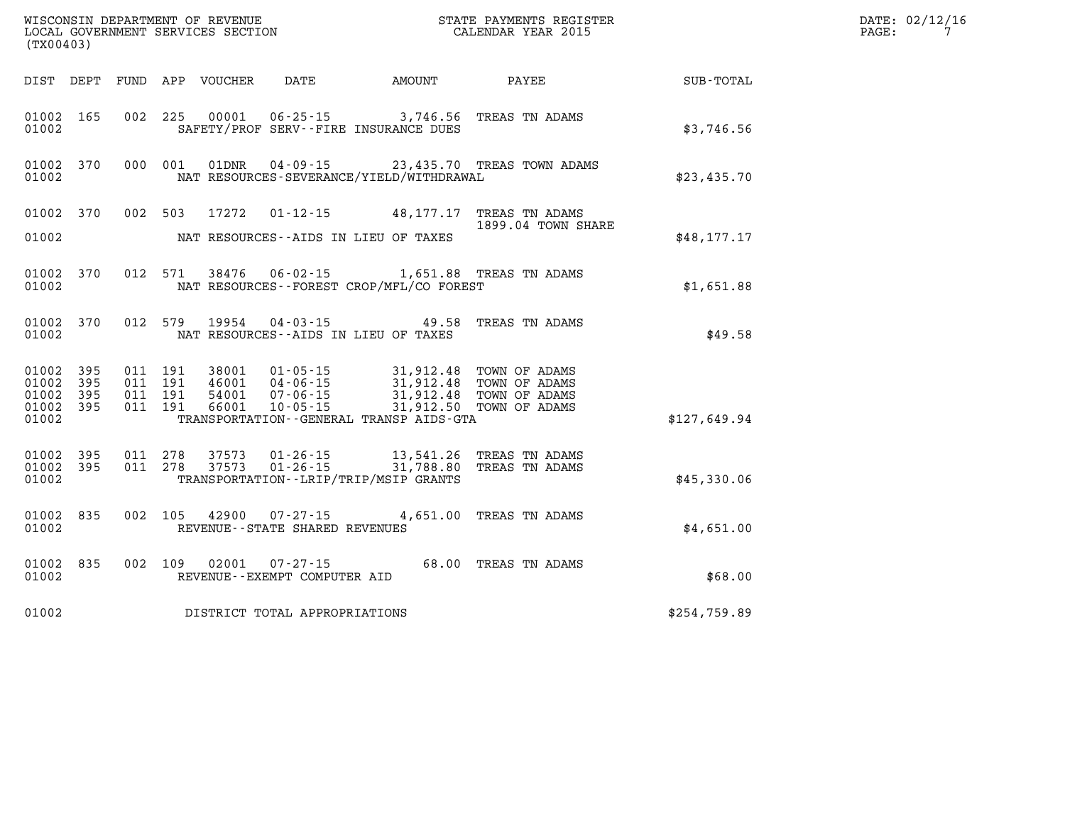WISCONSIN DEPARTMENT OF REVENUE
LOCAL GOVERNMENT SERVICES SECTION
(TX00403)

STATE PAYMENTS REGISTER
CALENDAR YEAR 2015

DATE: 02/12/16

| DIST | DEPT | FUND | APP | VOUCHER | DATE | AMOUNT | PAYEE | SUB-TOTAL |
|---|---|---|---|---|---|---|---|---|
| 01002 | 165 | 002 | 225 | 00001 | 06-25-15 | 3,746.56 | TREAS TN ADAMS | |
| 01002 | | | | | SAFETY/PROF SERV--FIRE INSURANCE DUES | | | $3,746.56 |
| 01002 | 370 | 000 | 001 | 01DNR | 04-09-15 | 23,435.70 | TREAS TOWN ADAMS | |
| 01002 | | | | | NAT RESOURCES-SEVERANCE/YIELD/WITHDRAWAL | | | $23,435.70 |
| 01002 | 370 | 002 | 503 | 17272 | 01-12-15 | 48,177.17 | TREAS TN ADAMS<br>1899.04 TOWN SHARE | |
| 01002 | | | | | NAT RESOURCES--AIDS IN LIEU OF TAXES | | | $48,177.17 |
| 01002 | 370 | 012 | 571 | 38476 | 06-02-15 | 1,651.88 | TREAS TN ADAMS | |
| 01002 | | | | | NAT RESOURCES--FOREST CROP/MFL/CO FOREST | | | $1,651.88 |
| 01002 | 370 | 012 | 579 | 19954 | 04-03-15 | 49.58 | TREAS TN ADAMS | |
| 01002 | | | | | NAT RESOURCES--AIDS IN LIEU OF TAXES | | | $49.58 |
| 01002 | 395 | 011 | 191 | 38001 | 01-05-15 | 31,912.48 | TOWN OF ADAMS | |
| 01002 | 395 | 011 | 191 | 46001 | 04-06-15 | 31,912.48 | TOWN OF ADAMS | |
| 01002 | 395 | 011 | 191 | 54001 | 07-06-15 | 31,912.48 | TOWN OF ADAMS | |
| 01002 | 395 | 011 | 191 | 66001 | 10-05-15 | 31,912.50 | TOWN OF ADAMS | |
| 01002 | | | | | TRANSPORTATION--GENERAL TRANSP AIDS-GTA | | | $127,649.94 |
| 01002 | 395 | 011 | 278 | 37573 | 01-26-15 | 13,541.26 | TREAS TN ADAMS | |
| 01002 | 395 | 011 | 278 | 37573 | 01-26-15 | 31,788.80 | TREAS TN ADAMS | |
| 01002 | | | | | TRANSPORTATION--LRIP/TRIP/MSIP GRANTS | | | $45,330.06 |
| 01002 | 835 | 002 | 105 | 42900 | 07-27-15 | 4,651.00 | TREAS TN ADAMS | |
| 01002 | | | | | REVENUE--STATE SHARED REVENUES | | | $4,651.00 |
| 01002 | 835 | 002 | 109 | 02001 | 07-27-15 | 68.00 | TREAS TN ADAMS | |
| 01002 | | | | | REVENUE--EXEMPT COMPUTER AID | | | $68.00 |
| 01002 | | | | | DISTRICT TOTAL APPROPRIATIONS | | | $254,759.89 |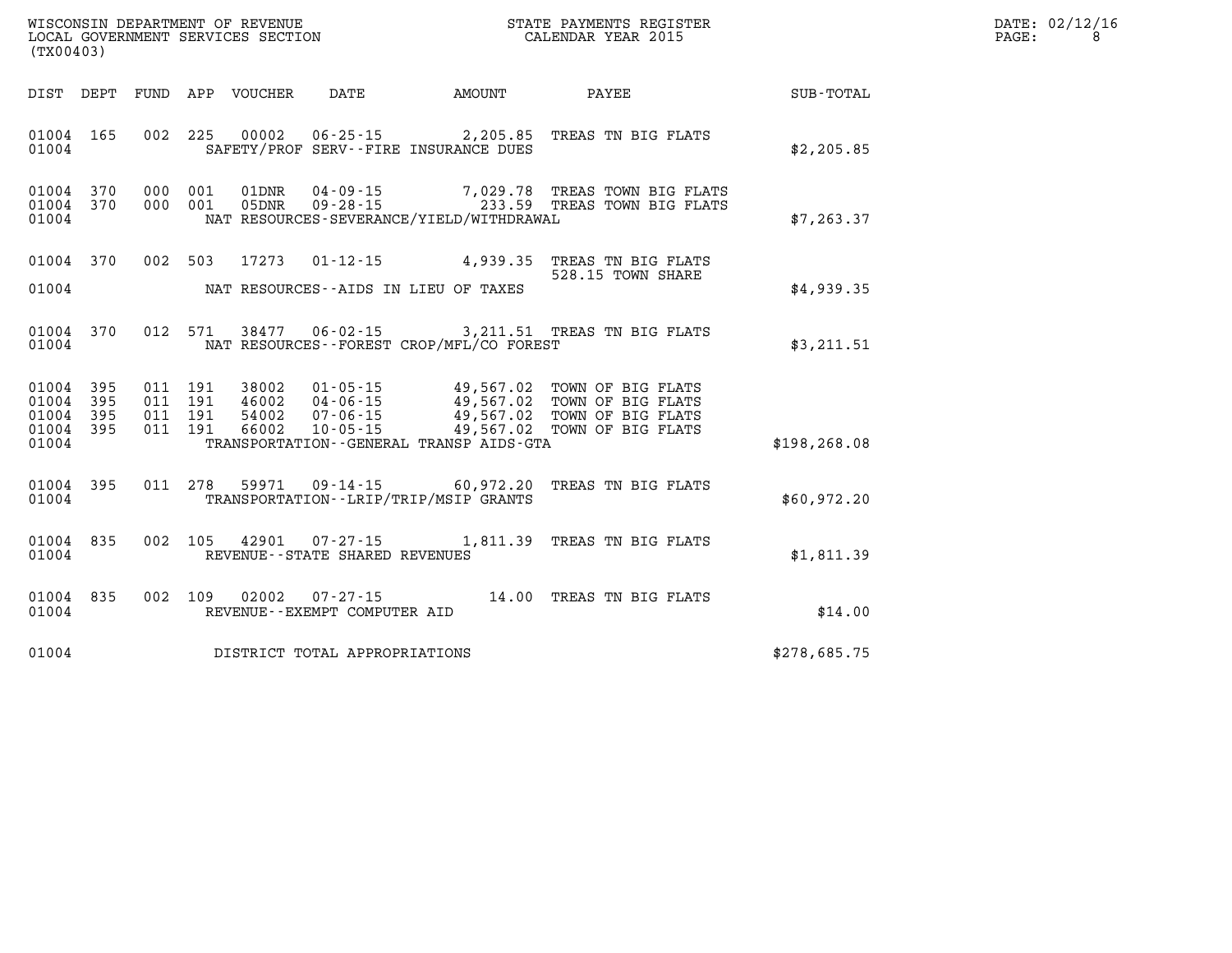WISCONSIN DEPARTMENT OF REVENUE
LOCAL GOVERNMENT SERVICES SECTION
(TX00403)

STATE PAYMENTS REGISTER
CALENDAR YEAR 2015

DATE: 02/12/16

| DIST | DEPT | FUND | APP | VOUCHER | DATE | AMOUNT | PAYEE | SUB-TOTAL |
|---|---|---|---|---|---|---|---|---|
| 01004 | 165 | 002 | 225 | 00002 | 06-25-15 | 2,205.85 | TREAS TN BIG FLATS | |
| 01004 | | | | SAFETY/PROF SERV--FIRE INSURANCE DUES | | | | $2,205.85 |
| 01004 | 370 | 000 | 001 | 01DNR | 04-09-15 | 7,029.78 | TREAS TOWN BIG FLATS | |
| 01004 | 370 | 000 | 001 | 05DNR | 09-28-15 | 233.59 | TREAS TOWN BIG FLATS | |
| 01004 | | | | NAT RESOURCES-SEVERANCE/YIELD/WITHDRAWAL | | | | $7,263.37 |
| 01004 | 370 | 002 | 503 | 17273 | 01-12-15 | 4,939.35 | TREAS TN BIG FLATS 528.15 TOWN SHARE | |
| 01004 | | | | NAT RESOURCES--AIDS IN LIEU OF TAXES | | | | $4,939.35 |
| 01004 | 370 | 012 | 571 | 38477 | 06-02-15 | 3,211.51 | TREAS TN BIG FLATS | |
| 01004 | | | | NAT RESOURCES--FOREST CROP/MFL/CO FOREST | | | | $3,211.51 |
| 01004 | 395 | 011 | 191 | 38002 | 01-05-15 | 49,567.02 | TOWN OF BIG FLATS | |
| 01004 | 395 | 011 | 191 | 46002 | 04-06-15 | 49,567.02 | TOWN OF BIG FLATS | |
| 01004 | 395 | 011 | 191 | 54002 | 07-06-15 | 49,567.02 | TOWN OF BIG FLATS | |
| 01004 | 395 | 011 | 191 | 66002 | 10-05-15 | 49,567.02 | TOWN OF BIG FLATS | |
| 01004 | | | | TRANSPORTATION--GENERAL TRANSP AIDS-GTA | | | | $198,268.08 |
| 01004 | 395 | 011 | 278 | 59971 | 09-14-15 | 60,972.20 | TREAS TN BIG FLATS | |
| 01004 | | | | TRANSPORTATION--LRIP/TRIP/MSIP GRANTS | | | | $60,972.20 |
| 01004 | 835 | 002 | 105 | 42901 | 07-27-15 | 1,811.39 | TREAS TN BIG FLATS | |
| 01004 | | | | REVENUE--STATE SHARED REVENUES | | | | $1,811.39 |
| 01004 | 835 | 002 | 109 | 02002 | 07-27-15 | 14.00 | TREAS TN BIG FLATS | |
| 01004 | | | | REVENUE--EXEMPT COMPUTER AID | | | | $14.00 |
| 01004 | | | | DISTRICT TOTAL APPROPRIATIONS | | | | $278,685.75 |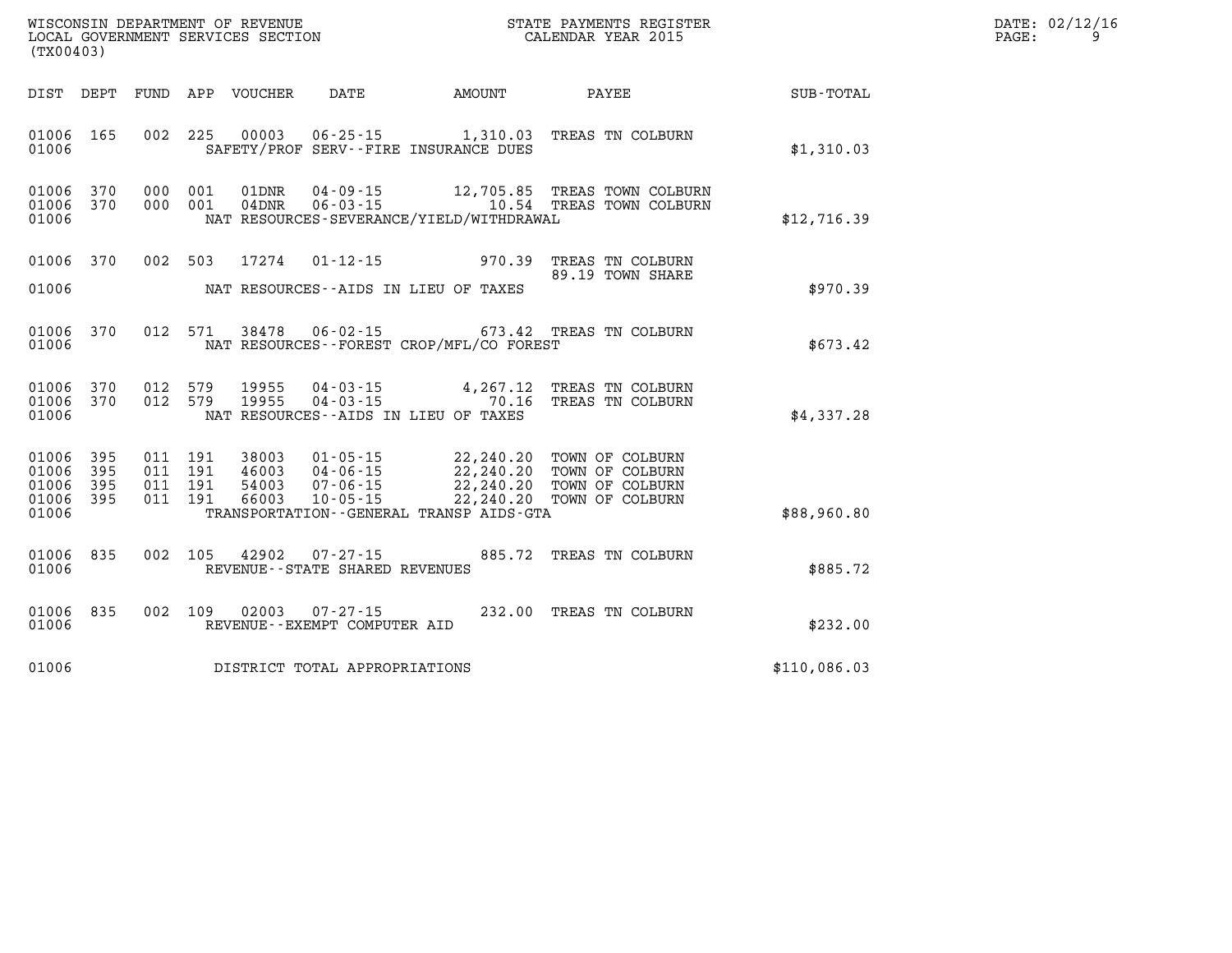WISCONSIN DEPARTMENT OF REVENUE
LOCAL GOVERNMENT SERVICES SECTION
(TX00403)

STATE PAYMENTS REGISTER
CALENDAR YEAR 2015

DATE: 02/12/16

| DIST | DEPT | FUND | APP | VOUCHER | DATE | AMOUNT | PAYEE | SUB-TOTAL |
|---|---|---|---|---|---|---|---|---|
| 01006 | 165 | 002 | 225 | 00003 | 06-25-15 | 1,310.03 | TREAS TN COLBURN | |
| 01006 | | | | | SAFETY/PROF SERV--FIRE INSURANCE DUES | | | $1,310.03 |
| 01006 | 370 | 000 | 001 | 01DNR | 04-09-15 | 12,705.85 | TREAS TOWN COLBURN | |
| 01006 | 370 | 000 | 001 | 04DNR | 06-03-15 | 10.54 | TREAS TOWN COLBURN | |
| 01006 | | | | | NAT RESOURCES-SEVERANCE/YIELD/WITHDRAWAL | | | $12,716.39 |
| 01006 | 370 | 002 | 503 | 17274 | 01-12-15 | 970.39 | TREAS TN COLBURN | |
| | | | | | | | 89.19 TOWN SHARE | |
| 01006 | | | | | NAT RESOURCES--AIDS IN LIEU OF TAXES | | | $970.39 |
| 01006 | 370 | 012 | 571 | 38478 | 06-02-15 | 673.42 | TREAS TN COLBURN | |
| 01006 | | | | | NAT RESOURCES--FOREST CROP/MFL/CO FOREST | | | $673.42 |
| 01006 | 370 | 012 | 579 | 19955 | 04-03-15 | 4,267.12 | TREAS TN COLBURN | |
| 01006 | 370 | 012 | 579 | 19955 | 04-03-15 | 70.16 | TREAS TN COLBURN | |
| 01006 | | | | | NAT RESOURCES--AIDS IN LIEU OF TAXES | | | $4,337.28 |
| 01006 | 395 | 011 | 191 | 38003 | 01-05-15 | 22,240.20 | TOWN OF COLBURN | |
| 01006 | 395 | 011 | 191 | 46003 | 04-06-15 | 22,240.20 | TOWN OF COLBURN | |
| 01006 | 395 | 011 | 191 | 54003 | 07-06-15 | 22,240.20 | TOWN OF COLBURN | |
| 01006 | 395 | 011 | 191 | 66003 | 10-05-15 | 22,240.20 | TOWN OF COLBURN | |
| 01006 | | | | | TRANSPORTATION--GENERAL TRANSP AIDS-GTA | | | $88,960.80 |
| 01006 | 835 | 002 | 105 | 42902 | 07-27-15 | 885.72 | TREAS TN COLBURN | |
| 01006 | | | | | REVENUE--STATE SHARED REVENUES | | | $885.72 |
| 01006 | 835 | 002 | 109 | 02003 | 07-27-15 | 232.00 | TREAS TN COLBURN | |
| 01006 | | | | | REVENUE--EXEMPT COMPUTER AID | | | $232.00 |
| 01006 | | | | | DISTRICT TOTAL APPROPRIATIONS | | | $110,086.03 |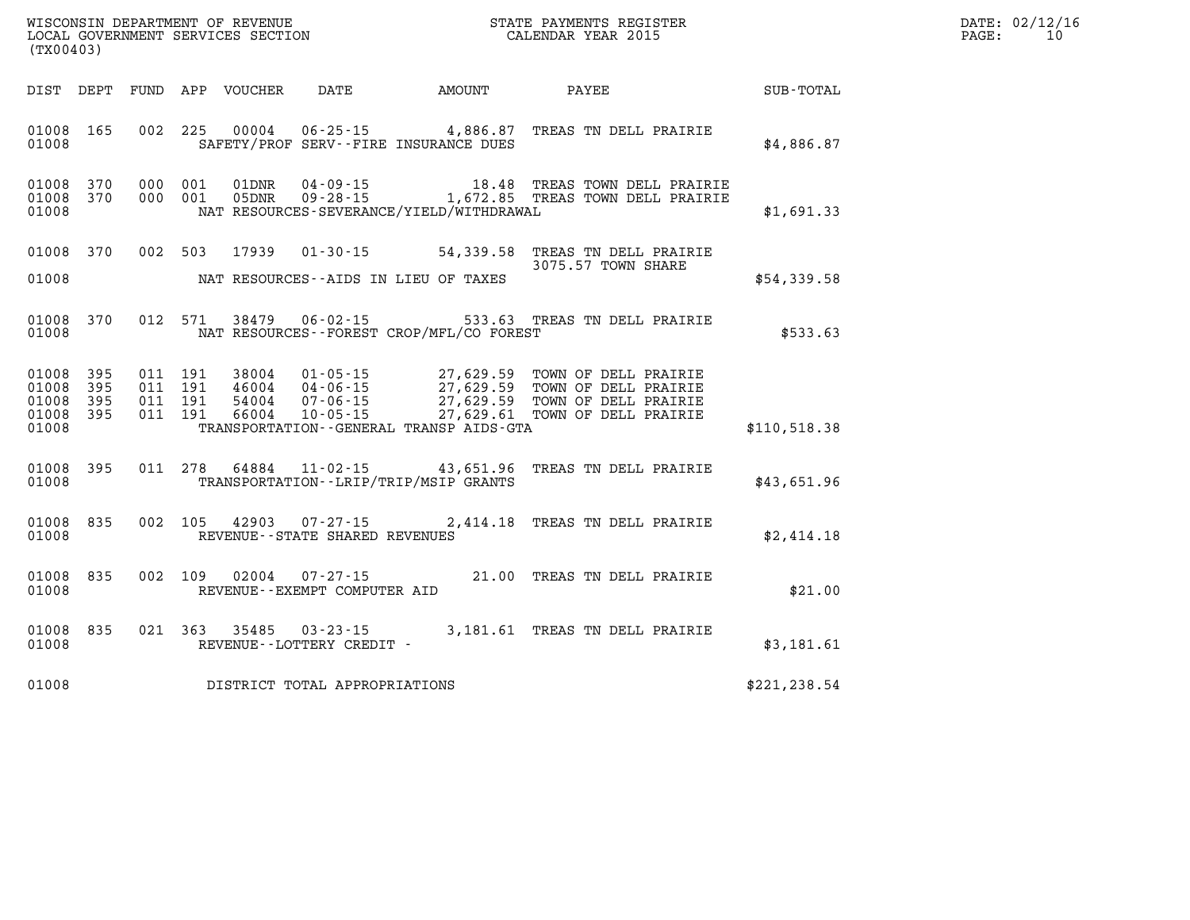WISCONSIN DEPARTMENT OF REVENUE
LOCAL GOVERNMENT SERVICES SECTION
(TX00403)

STATE PAYMENTS REGISTER
CALENDAR YEAR 2015

DATE: 02/12/16

| DIST | DEPT | FUND | APP | VOUCHER | DATE | AMOUNT | PAYEE | SUB-TOTAL |
|---|---|---|---|---|---|---|---|---|
| 01008 | 165 | 002 | 225 | 00004 | 06-25-15 | 4,886.87 | TREAS TN DELL PRAIRIE | |
| 01008 | | | | | SAFETY/PROF SERV--FIRE INSURANCE DUES | | | $4,886.87 |
| 01008 | 370 | 000 | 001 | 01DNR | 04-09-15 | 18.48 | TREAS TOWN DELL PRAIRIE | |
| 01008 | 370 | 000 | 001 | 05DNR | 09-28-15 | 1,672.85 | TREAS TOWN DELL PRAIRIE | |
| 01008 | | | | | NAT RESOURCES-SEVERANCE/YIELD/WITHDRAWAL | | | $1,691.33 |
| 01008 | 370 | 002 | 503 | 17939 | 01-30-15 | 54,339.58 | TREAS TN DELL PRAIRIE 3075.57 TOWN SHARE | |
| 01008 | | | | | NAT RESOURCES--AIDS IN LIEU OF TAXES | | | $54,339.58 |
| 01008 | 370 | 012 | 571 | 38479 | 06-02-15 | 533.63 | TREAS TN DELL PRAIRIE | |
| 01008 | | | | | NAT RESOURCES--FOREST CROP/MFL/CO FOREST | | | $533.63 |
| 01008 | 395 | 011 | 191 | 38004 | 01-05-15 | 27,629.59 | TOWN OF DELL PRAIRIE | |
| 01008 | 395 | 011 | 191 | 46004 | 04-06-15 | 27,629.59 | TOWN OF DELL PRAIRIE | |
| 01008 | 395 | 011 | 191 | 54004 | 07-06-15 | 27,629.59 | TOWN OF DELL PRAIRIE | |
| 01008 | 395 | 011 | 191 | 66004 | 10-05-15 | 27,629.61 | TOWN OF DELL PRAIRIE | |
| 01008 | | | | | TRANSPORTATION--GENERAL TRANSP AIDS-GTA | | | $110,518.38 |
| 01008 | 395 | 011 | 278 | 64884 | 11-02-15 | 43,651.96 | TREAS TN DELL PRAIRIE | |
| 01008 | | | | | TRANSPORTATION--LRIP/TRIP/MSIP GRANTS | | | $43,651.96 |
| 01008 | 835 | 002 | 105 | 42903 | 07-27-15 | 2,414.18 | TREAS TN DELL PRAIRIE | |
| 01008 | | | | | REVENUE--STATE SHARED REVENUES | | | $2,414.18 |
| 01008 | 835 | 002 | 109 | 02004 | 07-27-15 | 21.00 | TREAS TN DELL PRAIRIE | |
| 01008 | | | | | REVENUE--EXEMPT COMPUTER AID | | | $21.00 |
| 01008 | 835 | 021 | 363 | 35485 | 03-23-15 | 3,181.61 | TREAS TN DELL PRAIRIE | |
| 01008 | | | | | REVENUE--LOTTERY CREDIT - | | | $3,181.61 |
| 01008 | | | | | DISTRICT TOTAL APPROPRIATIONS | | | $221,238.54 |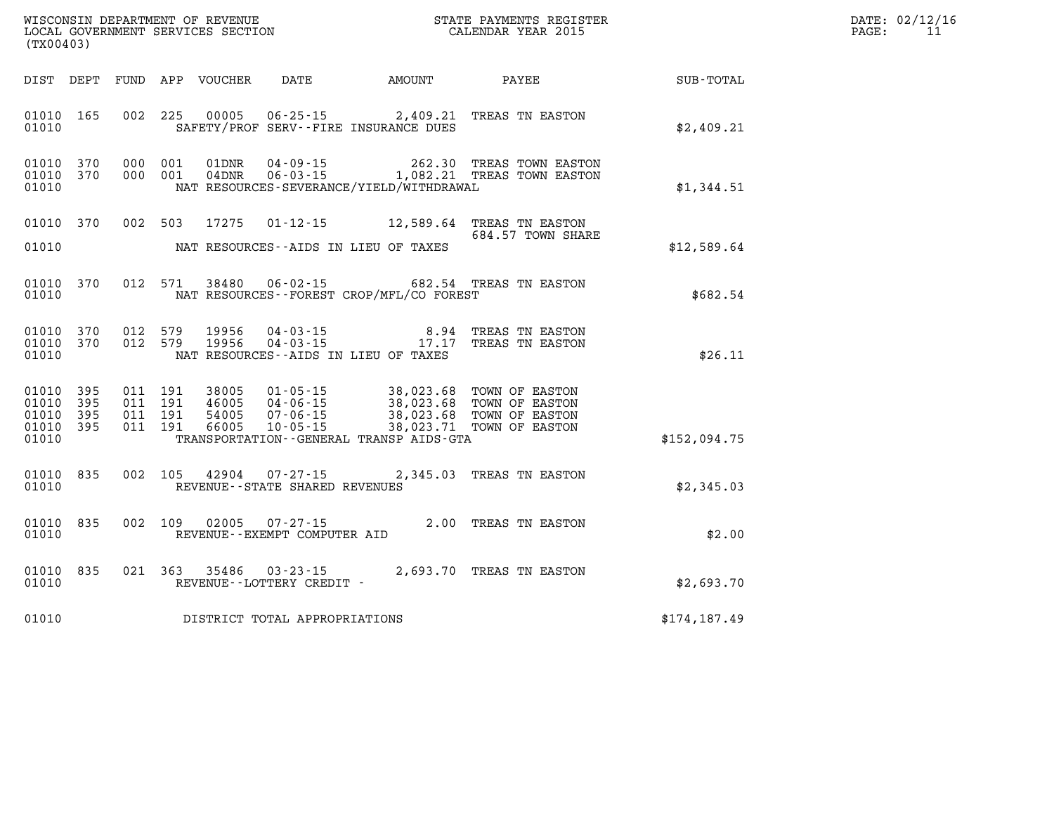WISCONSIN DEPARTMENT OF REVENUE
LOCAL GOVERNMENT SERVICES SECTION
(TX00403)

STATE PAYMENTS REGISTER
CALENDAR YEAR 2015

DATE: 02/12/16
PAGE: 11

| DIST | DEPT | FUND | APP | VOUCHER | DATE | AMOUNT | PAYEE | SUB-TOTAL |
|---|---|---|---|---|---|---|---|---|
| 01010 | 165 | 002 | 225 | 00005 | 06-25-15 | 2,409.21 | TREAS TN EASTON | |
| 01010 | | | | SAFETY/PROF SERV--FIRE INSURANCE DUES | | | | $2,409.21 |
| 01010 | 370 | 000 | 001 | 01DNR | 04-09-15 | 262.30 | TREAS TOWN EASTON | |
| 01010 | 370 | 000 | 001 | 04DNR | 06-03-15 | 1,082.21 | TREAS TOWN EASTON | |
| 01010 | | | | NAT RESOURCES-SEVERANCE/YIELD/WITHDRAWAL | | | | $1,344.51 |
| 01010 | 370 | 002 | 503 | 17275 | 01-12-15 | 12,589.64 | TREAS TN EASTON 684.57 TOWN SHARE | |
| 01010 | | | | NAT RESOURCES--AIDS IN LIEU OF TAXES | | | | $12,589.64 |
| 01010 | 370 | 012 | 571 | 38480 | 06-02-15 | 682.54 | TREAS TN EASTON | |
| 01010 | | | | NAT RESOURCES--FOREST CROP/MFL/CO FOREST | | | | $682.54 |
| 01010 | 370 | 012 | 579 | 19956 | 04-03-15 | 8.94 | TREAS TN EASTON | |
| 01010 | 370 | 012 | 579 | 19956 | 04-03-15 | 17.17 | TREAS TN EASTON | |
| 01010 | | | | NAT RESOURCES--AIDS IN LIEU OF TAXES | | | | $26.11 |
| 01010 | 395 | 011 | 191 | 38005 | 01-05-15 | 38,023.68 | TOWN OF EASTON | |
| 01010 | 395 | 011 | 191 | 46005 | 04-06-15 | 38,023.68 | TOWN OF EASTON | |
| 01010 | 395 | 011 | 191 | 54005 | 07-06-15 | 38,023.68 | TOWN OF EASTON | |
| 01010 | 395 | 011 | 191 | 66005 | 10-05-15 | 38,023.71 | TOWN OF EASTON | |
| 01010 | | | | TRANSPORTATION--GENERAL TRANSP AIDS-GTA | | | | $152,094.75 |
| 01010 | 835 | 002 | 105 | 42904 | 07-27-15 | 2,345.03 | TREAS TN EASTON | |
| 01010 | | | | REVENUE--STATE SHARED REVENUES | | | | $2,345.03 |
| 01010 | 835 | 002 | 109 | 02005 | 07-27-15 | 2.00 | TREAS TN EASTON | |
| 01010 | | | | REVENUE--EXEMPT COMPUTER AID | | | | $2.00 |
| 01010 | 835 | 021 | 363 | 35486 | 03-23-15 | 2,693.70 | TREAS TN EASTON | |
| 01010 | | | | REVENUE--LOTTERY CREDIT - | | | | $2,693.70 |
| 01010 | | | | DISTRICT TOTAL APPROPRIATIONS | | | | $174,187.49 |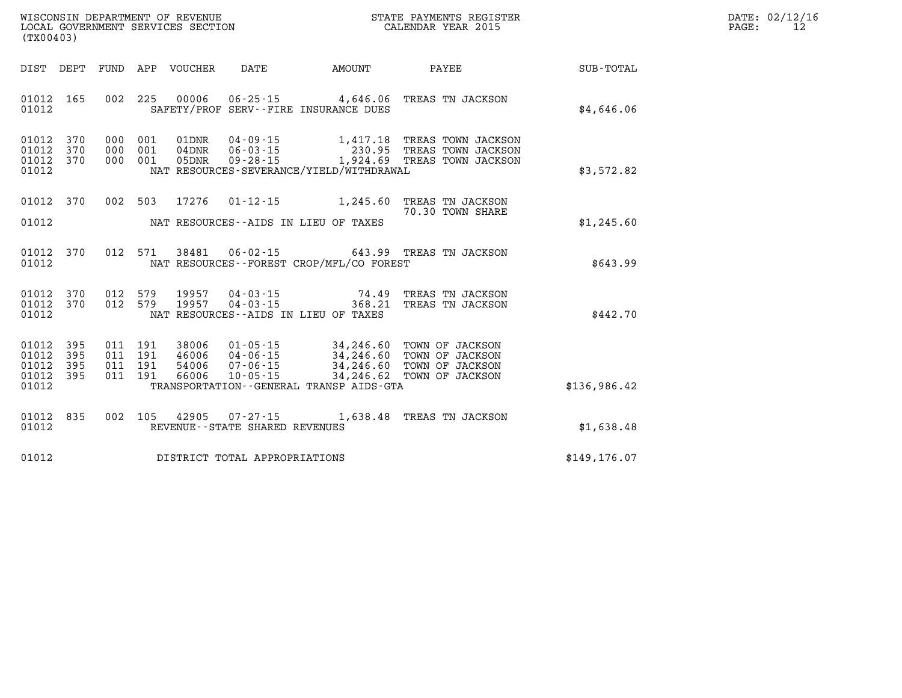WISCONSIN DEPARTMENT OF REVENUE
LOCAL GOVERNMENT SERVICES SECTION
(TX00403)

STATE PAYMENTS REGISTER
CALENDAR YEAR 2015

DATE: 02/12/16

| DIST | DEPT | FUND | APP | VOUCHER | DATE | AMOUNT | PAYEE | SUB-TOTAL |
|---|---|---|---|---|---|---|---|---|
| 01012 | 165 | 002 | 225 | 00006 | 06-25-15 | 4,646.06 | TREAS TN JACKSON | |
| 01012 | | | | SAFETY/PROF SERV--FIRE INSURANCE DUES | | | | $4,646.06 |
| 01012 | 370 | 000 | 001 | 01DNR | 04-09-15 | 1,417.18 | TREAS TOWN JACKSON | |
| 01012 | 370 | 000 | 001 | 04DNR | 06-03-15 | 230.95 | TREAS TOWN JACKSON | |
| 01012 | 370 | 000 | 001 | 05DNR | 09-28-15 | 1,924.69 | TREAS TOWN JACKSON | |
| 01012 | | | | NAT RESOURCES-SEVERANCE/YIELD/WITHDRAWAL | | | | $3,572.82 |
| 01012 | 370 | 002 | 503 | 17276 | 01-12-15 | 1,245.60 | TREAS TN JACKSON | |
| | | | | | | 70.30 | TOWN SHARE | |
| 01012 | | | | NAT RESOURCES--AIDS IN LIEU OF TAXES | | | | $1,245.60 |
| 01012 | 370 | 012 | 571 | 38481 | 06-02-15 | 643.99 | TREAS TN JACKSON | |
| 01012 | | | | NAT RESOURCES--FOREST CROP/MFL/CO FOREST | | | | $643.99 |
| 01012 | 370 | 012 | 579 | 19957 | 04-03-15 | 74.49 | TREAS TN JACKSON | |
| 01012 | 370 | 012 | 579 | 19957 | 04-03-15 | 368.21 | TREAS TN JACKSON | |
| 01012 | | | | NAT RESOURCES--AIDS IN LIEU OF TAXES | | | | $442.70 |
| 01012 | 395 | 011 | 191 | 38006 | 01-05-15 | 34,246.60 | TOWN OF JACKSON | |
| 01012 | 395 | 011 | 191 | 46006 | 04-06-15 | 34,246.60 | TOWN OF JACKSON | |
| 01012 | 395 | 011 | 191 | 54006 | 07-06-15 | 34,246.60 | TOWN OF JACKSON | |
| 01012 | 395 | 011 | 191 | 66006 | 10-05-15 | 34,246.62 | TOWN OF JACKSON | |
| 01012 | | | | TRANSPORTATION--GENERAL TRANSP AIDS-GTA | | | | $136,986.42 |
| 01012 | 835 | 002 | 105 | 42905 | 07-27-15 | 1,638.48 | TREAS TN JACKSON | |
| 01012 | | | | REVENUE--STATE SHARED REVENUES | | | | $1,638.48 |
| 01012 | | | | DISTRICT TOTAL APPROPRIATIONS | | | | $149,176.07 |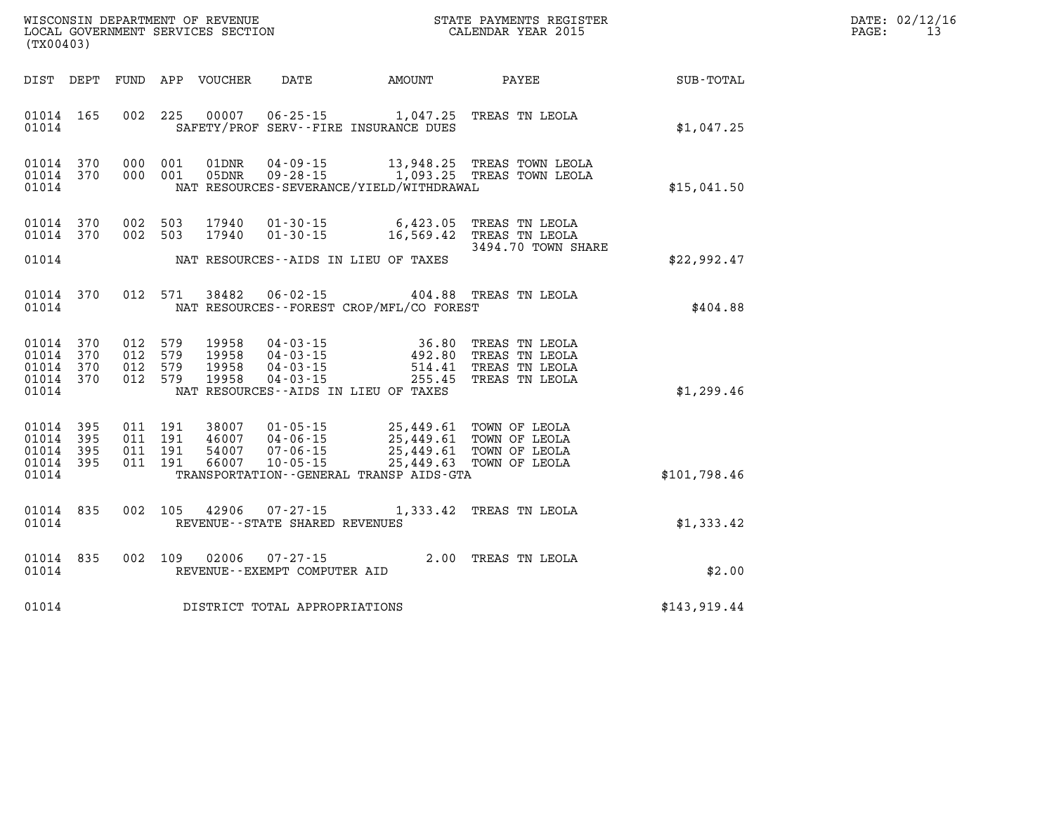WISCONSIN DEPARTMENT OF REVENUE
LOCAL GOVERNMENT SERVICES SECTION
(TX00403)

STATE PAYMENTS REGISTER
CALENDAR YEAR 2015

DATE: 02/12/16

| DIST | DEPT | FUND | APP | VOUCHER | DATE | AMOUNT | PAYEE | SUB-TOTAL |
|---|---|---|---|---|---|---|---|---|
| 01014 | 165 | 002 | 225 | 00007 | 06-25-15 | 1,047.25 | TREAS TN LEOLA | |
| 01014 | | | | SAFETY/PROF SERV--FIRE INSURANCE DUES | | | | $1,047.25 |
| 01014 | 370 | 000 | 001 | 01DNR | 04-09-15 | 13,948.25 | TREAS TOWN LEOLA | |
| 01014 | 370 | 000 | 001 | 05DNR | 09-28-15 | 1,093.25 | TREAS TOWN LEOLA | |
| 01014 | | | | NAT RESOURCES-SEVERANCE/YIELD/WITHDRAWAL | | | | $15,041.50 |
| 01014 | 370 | 002 | 503 | 17940 | 01-30-15 | 6,423.05 | TREAS TN LEOLA | |
| 01014 | 370 | 002 | 503 | 17940 | 01-30-15 | 16,569.42 | TREAS TN LEOLA 3494.70 TOWN SHARE | |
| 01014 | | | | NAT RESOURCES--AIDS IN LIEU OF TAXES | | | | $22,992.47 |
| 01014 | 370 | 012 | 571 | 38482 | 06-02-15 | 404.88 | TREAS TN LEOLA | |
| 01014 | | | | NAT RESOURCES--FOREST CROP/MFL/CO FOREST | | | | $404.88 |
| 01014 | 370 | 012 | 579 | 19958 | 04-03-15 | 36.80 | TREAS TN LEOLA | |
| 01014 | 370 | 012 | 579 | 19958 | 04-03-15 | 492.80 | TREAS TN LEOLA | |
| 01014 | 370 | 012 | 579 | 19958 | 04-03-15 | 514.41 | TREAS TN LEOLA | |
| 01014 | 370 | 012 | 579 | 19958 | 04-03-15 | 255.45 | TREAS TN LEOLA | |
| 01014 | | | | NAT RESOURCES--AIDS IN LIEU OF TAXES | | | | $1,299.46 |
| 01014 | 395 | 011 | 191 | 38007 | 01-05-15 | 25,449.61 | TOWN OF LEOLA | |
| 01014 | 395 | 011 | 191 | 46007 | 04-06-15 | 25,449.61 | TOWN OF LEOLA | |
| 01014 | 395 | 011 | 191 | 54007 | 07-06-15 | 25,449.61 | TOWN OF LEOLA | |
| 01014 | 395 | 011 | 191 | 66007 | 10-05-15 | 25,449.63 | TOWN OF LEOLA | |
| 01014 | | | | TRANSPORTATION--GENERAL TRANSP AIDS-GTA | | | | $101,798.46 |
| 01014 | 835 | 002 | 105 | 42906 | 07-27-15 | 1,333.42 | TREAS TN LEOLA | |
| 01014 | | | | REVENUE--STATE SHARED REVENUES | | | | $1,333.42 |
| 01014 | 835 | 002 | 109 | 02006 | 07-27-15 | 2.00 | TREAS TN LEOLA | |
| 01014 | | | | REVENUE--EXEMPT COMPUTER AID | | | | $2.00 |
| 01014 | | | | DISTRICT TOTAL APPROPRIATIONS | | | | $143,919.44 |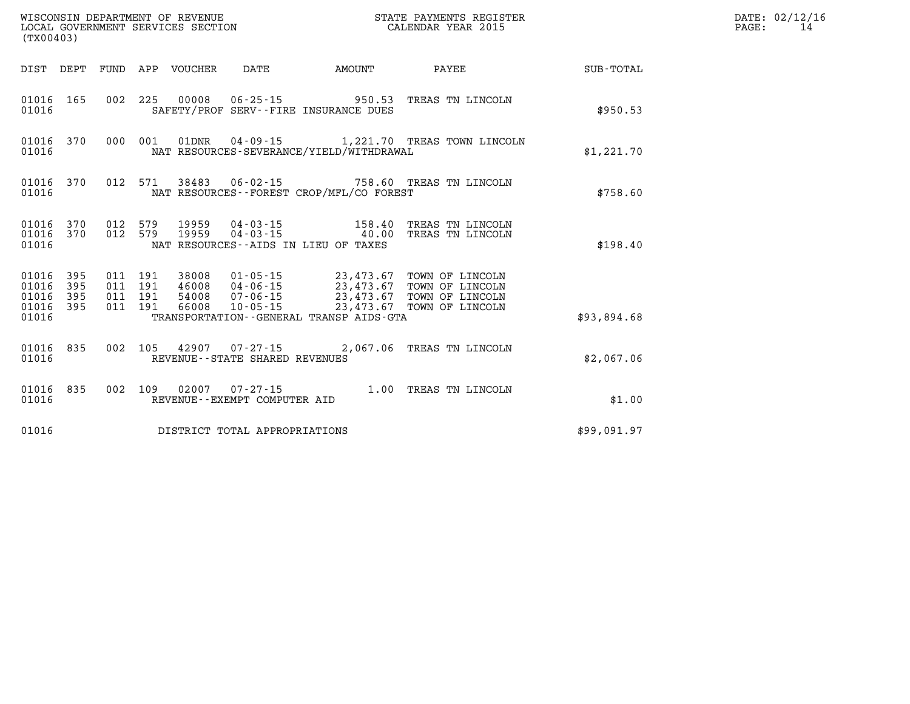WISCONSIN DEPARTMENT OF REVENUE
LOCAL GOVERNMENT SERVICES SECTION
(TX00403)

STATE PAYMENTS REGISTER
CALENDAR YEAR 2015

DATE: 02/12/16

| DIST | DEPT | FUND | APP | VOUCHER | DATE | AMOUNT | PAYEE | SUB-TOTAL |
|---|---|---|---|---|---|---|---|---|
| 01016 | 165 | 002 | 225 | 00008 | 06-25-15 | 950.53 | TREAS TN LINCOLN | |
| 01016 | | | | | SAFETY/PROF SERV--FIRE INSURANCE DUES | | | $950.53 |
| 01016 | 370 | 000 | 001 | 01DNR | 04-09-15 | 1,221.70 | TREAS TOWN LINCOLN | |
| 01016 | | | | | NAT RESOURCES-SEVERANCE/YIELD/WITHDRAWAL | | | $1,221.70 |
| 01016 | 370 | 012 | 571 | 38483 | 06-02-15 | 758.60 | TREAS TN LINCOLN | |
| 01016 | | | | | NAT RESOURCES--FOREST CROP/MFL/CO FOREST | | | $758.60 |
| 01016 | 370 | 012 | 579 | 19959 | 04-03-15 | 158.40 | TREAS TN LINCOLN | |
| 01016 | 370 | 012 | 579 | 19959 | 04-03-15 | 40.00 | TREAS TN LINCOLN | |
| 01016 | | | | | NAT RESOURCES--AIDS IN LIEU OF TAXES | | | $198.40 |
| 01016 | 395 | 011 | 191 | 38008 | 01-05-15 | 23,473.67 | TOWN OF LINCOLN | |
| 01016 | 395 | 011 | 191 | 46008 | 04-06-15 | 23,473.67 | TOWN OF LINCOLN | |
| 01016 | 395 | 011 | 191 | 54008 | 07-06-15 | 23,473.67 | TOWN OF LINCOLN | |
| 01016 | 395 | 011 | 191 | 66008 | 10-05-15 | 23,473.67 | TOWN OF LINCOLN | |
| 01016 | | | | | TRANSPORTATION--GENERAL TRANSP AIDS-GTA | | | $93,894.68 |
| 01016 | 835 | 002 | 105 | 42907 | 07-27-15 | 2,067.06 | TREAS TN LINCOLN | |
| 01016 | | | | | REVENUE--STATE SHARED REVENUES | | | $2,067.06 |
| 01016 | 835 | 002 | 109 | 02007 | 07-27-15 | 1.00 | TREAS TN LINCOLN | |
| 01016 | | | | | REVENUE--EXEMPT COMPUTER AID | | | $1.00 |
| 01016 | | | | | DISTRICT TOTAL APPROPRIATIONS | | | $99,091.97 |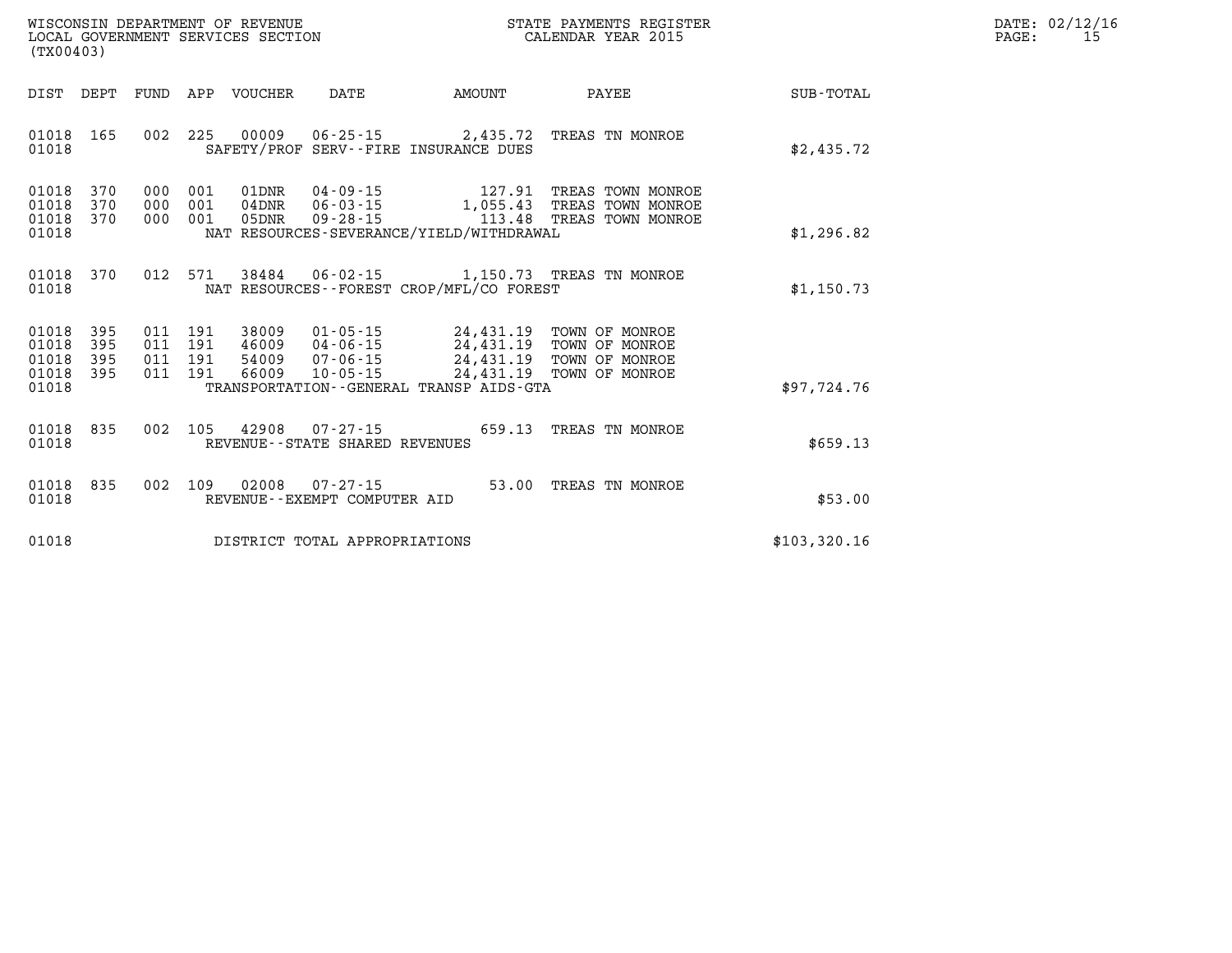WISCONSIN DEPARTMENT OF REVENUE
LOCAL GOVERNMENT SERVICES SECTION
(TX00403)

STATE PAYMENTS REGISTER
CALENDAR YEAR 2015

DATE: 02/12/16

| DIST | DEPT | FUND | APP | VOUCHER | DATE | AMOUNT | PAYEE | SUB-TOTAL |
|---|---|---|---|---|---|---|---|---|
| 01018 | 165 | 002 | 225 | 00009 | 06-25-15 | 2,435.72 | TREAS TN MONROE | |
| 01018 | | | | | SAFETY/PROF SERV--FIRE INSURANCE DUES | | | $2,435.72 |
| 01018 | 370 | 000 | 001 | 01DNR | 04-09-15 | 127.91 | TREAS TOWN MONROE | |
| 01018 | 370 | 000 | 001 | 04DNR | 06-03-15 | 1,055.43 | TREAS TOWN MONROE | |
| 01018 | 370 | 000 | 001 | 05DNR | 09-28-15 | 113.48 | TREAS TOWN MONROE | |
| 01018 | | | | | NAT RESOURCES-SEVERANCE/YIELD/WITHDRAWAL | | | $1,296.82 |
| 01018 | 370 | 012 | 571 | 38484 | 06-02-15 | 1,150.73 | TREAS TN MONROE | |
| 01018 | | | | | NAT RESOURCES--FOREST CROP/MFL/CO FOREST | | | $1,150.73 |
| 01018 | 395 | 011 | 191 | 38009 | 01-05-15 | 24,431.19 | TOWN OF MONROE | |
| 01018 | 395 | 011 | 191 | 46009 | 04-06-15 | 24,431.19 | TOWN OF MONROE | |
| 01018 | 395 | 011 | 191 | 54009 | 07-06-15 | 24,431.19 | TOWN OF MONROE | |
| 01018 | 395 | 011 | 191 | 66009 | 10-05-15 | 24,431.19 | TOWN OF MONROE | |
| 01018 | | | | | TRANSPORTATION--GENERAL TRANSP AIDS-GTA | | | $97,724.76 |
| 01018 | 835 | 002 | 105 | 42908 | 07-27-15 | 659.13 | TREAS TN MONROE | |
| 01018 | | | | | REVENUE--STATE SHARED REVENUES | | | $659.13 |
| 01018 | 835 | 002 | 109 | 02008 | 07-27-15 | 53.00 | TREAS TN MONROE | |
| 01018 | | | | | REVENUE--EXEMPT COMPUTER AID | | | $53.00 |
| 01018 | | | | | DISTRICT TOTAL APPROPRIATIONS | | | $103,320.16 |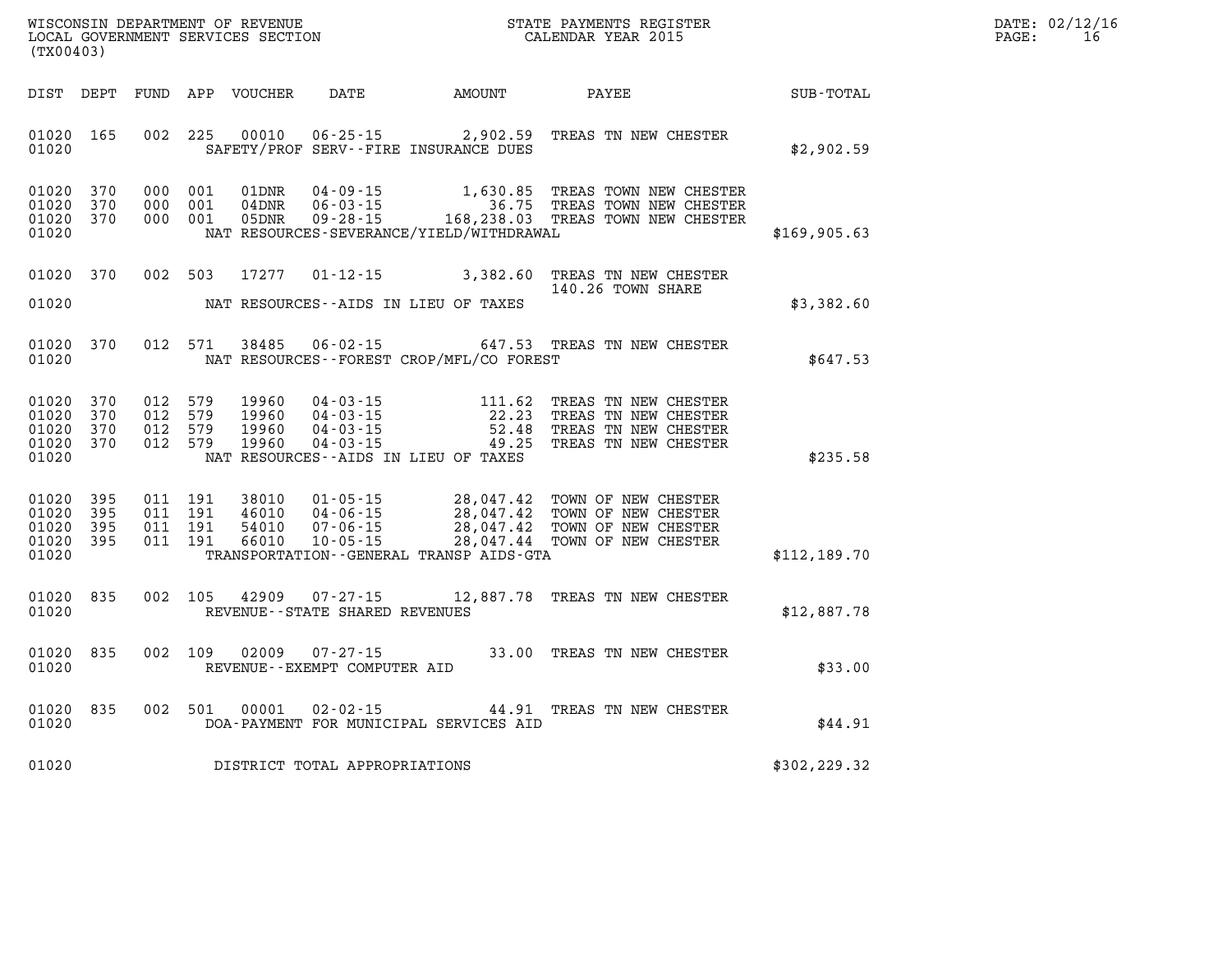WISCONSIN DEPARTMENT OF REVENUE
LOCAL GOVERNMENT SERVICES SECTION
(TX00403)

STATE PAYMENTS REGISTER
CALENDAR YEAR 2015

DATE: 02/12/16

| DIST | DEPT | FUND | APP | VOUCHER | DATE | AMOUNT | PAYEE | SUB-TOTAL |
|---|---|---|---|---|---|---|---|---|
| 01020 | 165 | 002 | 225 | 00010 | 06-25-15 | 2,902.59 | TREAS TN NEW CHESTER | |
| 01020 | | | | | SAFETY/PROF SERV--FIRE INSURANCE DUES | | | $2,902.59 |
| 01020 | 370 | 000 | 001 | 01DNR | 04-09-15 | 1,630.85 | TREAS TOWN NEW CHESTER | |
| 01020 | 370 | 000 | 001 | 04DNR | 06-03-15 | 36.75 | TREAS TOWN NEW CHESTER | |
| 01020 | 370 | 000 | 001 | 05DNR | 09-28-15 | 168,238.03 | TREAS TOWN NEW CHESTER | |
| 01020 | | | | | NAT RESOURCES-SEVERANCE/YIELD/WITHDRAWAL | | | $169,905.63 |
| 01020 | 370 | 002 | 503 | 17277 | 01-12-15 | 3,382.60 | TREAS TN NEW CHESTER<br>140.26 TOWN SHARE | |
| 01020 | | | | | NAT RESOURCES--AIDS IN LIEU OF TAXES | | | $3,382.60 |
| 01020 | 370 | 012 | 571 | 38485 | 06-02-15 | 647.53 | TREAS TN NEW CHESTER | |
| 01020 | | | | | NAT RESOURCES--FOREST CROP/MFL/CO FOREST | | | $647.53 |
| 01020 | 370 | 012 | 579 | 19960 | 04-03-15 | 111.62 | TREAS TN NEW CHESTER | |
| 01020 | 370 | 012 | 579 | 19960 | 04-03-15 | 22.23 | TREAS TN NEW CHESTER | |
| 01020 | 370 | 012 | 579 | 19960 | 04-03-15 | 52.48 | TREAS TN NEW CHESTER | |
| 01020 | 370 | 012 | 579 | 19960 | 04-03-15 | 49.25 | TREAS TN NEW CHESTER | |
| 01020 | | | | | NAT RESOURCES--AIDS IN LIEU OF TAXES | | | $235.58 |
| 01020 | 395 | 011 | 191 | 38010 | 01-05-15 | 28,047.42 | TOWN OF NEW CHESTER | |
| 01020 | 395 | 011 | 191 | 46010 | 04-06-15 | 28,047.42 | TOWN OF NEW CHESTER | |
| 01020 | 395 | 011 | 191 | 54010 | 07-06-15 | 28,047.42 | TOWN OF NEW CHESTER | |
| 01020 | 395 | 011 | 191 | 66010 | 10-05-15 | 28,047.44 | TOWN OF NEW CHESTER | |
| 01020 | | | | | TRANSPORTATION--GENERAL TRANSP AIDS-GTA | | | $112,189.70 |
| 01020 | 835 | 002 | 105 | 42909 | 07-27-15 | 12,887.78 | TREAS TN NEW CHESTER | |
| 01020 | | | | | REVENUE--STATE SHARED REVENUES | | | $12,887.78 |
| 01020 | 835 | 002 | 109 | 02009 | 07-27-15 | 33.00 | TREAS TN NEW CHESTER | |
| 01020 | | | | | REVENUE--EXEMPT COMPUTER AID | | | $33.00 |
| 01020 | 835 | 002 | 501 | 00001 | 02-02-15 | 44.91 | TREAS TN NEW CHESTER | |
| 01020 | | | | | DOA-PAYMENT FOR MUNICIPAL SERVICES AID | | | $44.91 |
| 01020 | | | | | DISTRICT TOTAL APPROPRIATIONS | | | $302,229.32 |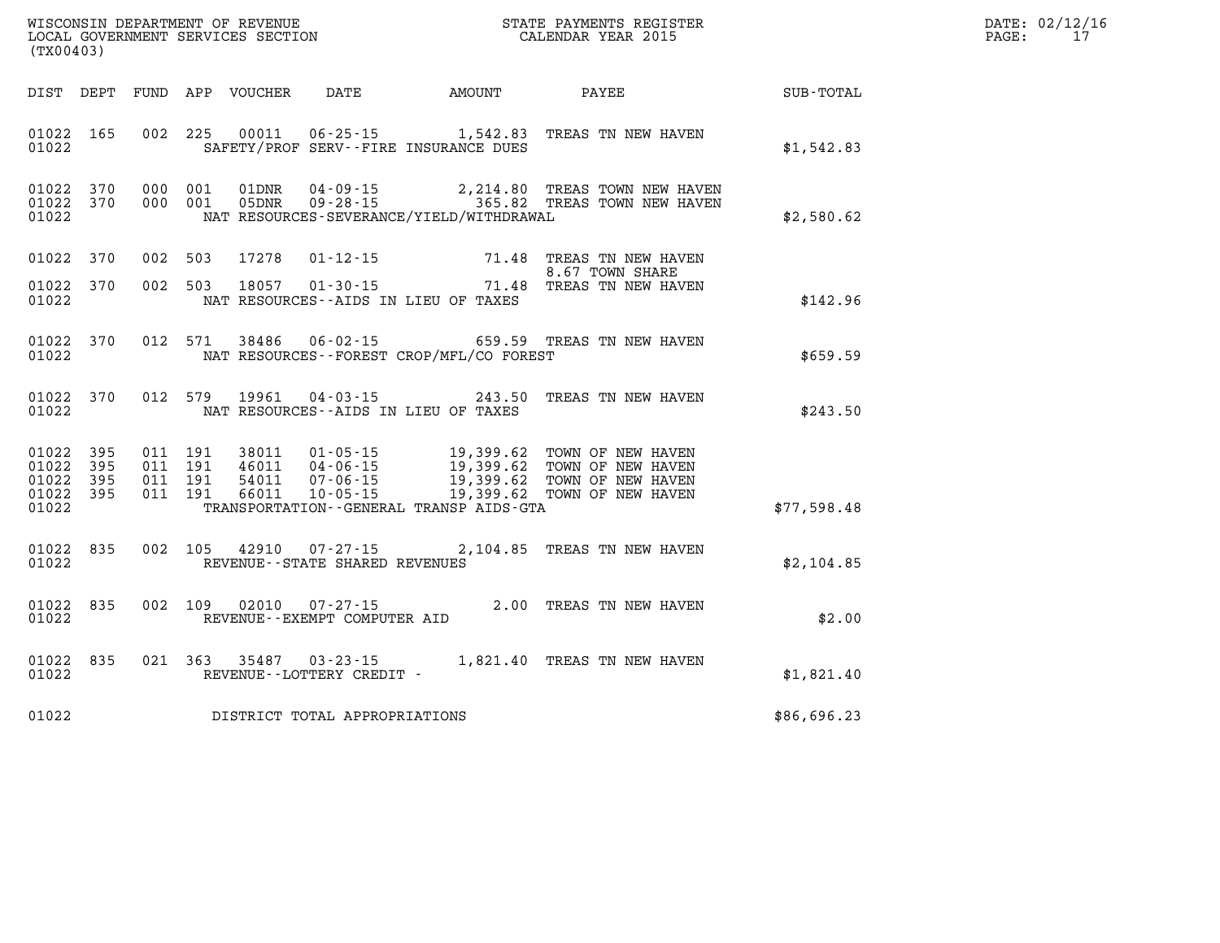WISCONSIN DEPARTMENT OF REVENUE
LOCAL GOVERNMENT SERVICES SECTION
(TX00403)

STATE PAYMENTS REGISTER
CALENDAR YEAR 2015

DATE: 02/12/16

| DIST | DEPT | FUND | APP | VOUCHER | DATE | AMOUNT | PAYEE | SUB-TOTAL |
|---|---|---|---|---|---|---|---|---|
| 01022 | 165 | 002 | 225 | 00011 | 06-25-15 | 1,542.83 | TREAS TN NEW HAVEN | |
| 01022 | | | | SAFETY/PROF SERV--FIRE INSURANCE DUES | | | | $1,542.83 |
| 01022 | 370 | 000 | 001 | 01DNR | 04-09-15 | 2,214.80 | TREAS TOWN NEW HAVEN | |
| 01022 | 370 | 000 | 001 | 05DNR | 09-28-15 | 365.82 | TREAS TOWN NEW HAVEN | |
| 01022 | | | | NAT RESOURCES-SEVERANCE/YIELD/WITHDRAWAL | | | | $2,580.62 |
| 01022 | 370 | 002 | 503 | 17278 | 01-12-15 | 71.48 | TREAS TN NEW HAVEN 8.67 TOWN SHARE | |
| 01022 | 370 | 002 | 503 | 18057 | 01-30-15 | 71.48 | TREAS TN NEW HAVEN | |
| 01022 | | | | NAT RESOURCES--AIDS IN LIEU OF TAXES | | | | $142.96 |
| 01022 | 370 | 012 | 571 | 38486 | 06-02-15 | 659.59 | TREAS TN NEW HAVEN | |
| 01022 | | | | NAT RESOURCES--FOREST CROP/MFL/CO FOREST | | | | $659.59 |
| 01022 | 370 | 012 | 579 | 19961 | 04-03-15 | 243.50 | TREAS TN NEW HAVEN | |
| 01022 | | | | NAT RESOURCES--AIDS IN LIEU OF TAXES | | | | $243.50 |
| 01022 | 395 | 011 | 191 | 38011 | 01-05-15 | 19,399.62 | TOWN OF NEW HAVEN | |
| 01022 | 395 | 011 | 191 | 46011 | 04-06-15 | 19,399.62 | TOWN OF NEW HAVEN | |
| 01022 | 395 | 011 | 191 | 54011 | 07-06-15 | 19,399.62 | TOWN OF NEW HAVEN | |
| 01022 | 395 | 011 | 191 | 66011 | 10-05-15 | 19,399.62 | TOWN OF NEW HAVEN | |
| 01022 | | | | TRANSPORTATION--GENERAL TRANSP AIDS-GTA | | | | $77,598.48 |
| 01022 | 835 | 002 | 105 | 42910 | 07-27-15 | 2,104.85 | TREAS TN NEW HAVEN | |
| 01022 | | | | REVENUE--STATE SHARED REVENUES | | | | $2,104.85 |
| 01022 | 835 | 002 | 109 | 02010 | 07-27-15 | 2.00 | TREAS TN NEW HAVEN | |
| 01022 | | | | REVENUE--EXEMPT COMPUTER AID | | | | $2.00 |
| 01022 | 835 | 021 | 363 | 35487 | 03-23-15 | 1,821.40 | TREAS TN NEW HAVEN | |
| 01022 | | | | REVENUE--LOTTERY CREDIT - | | | | $1,821.40 |
| 01022 | | | | DISTRICT TOTAL APPROPRIATIONS | | | | $86,696.23 |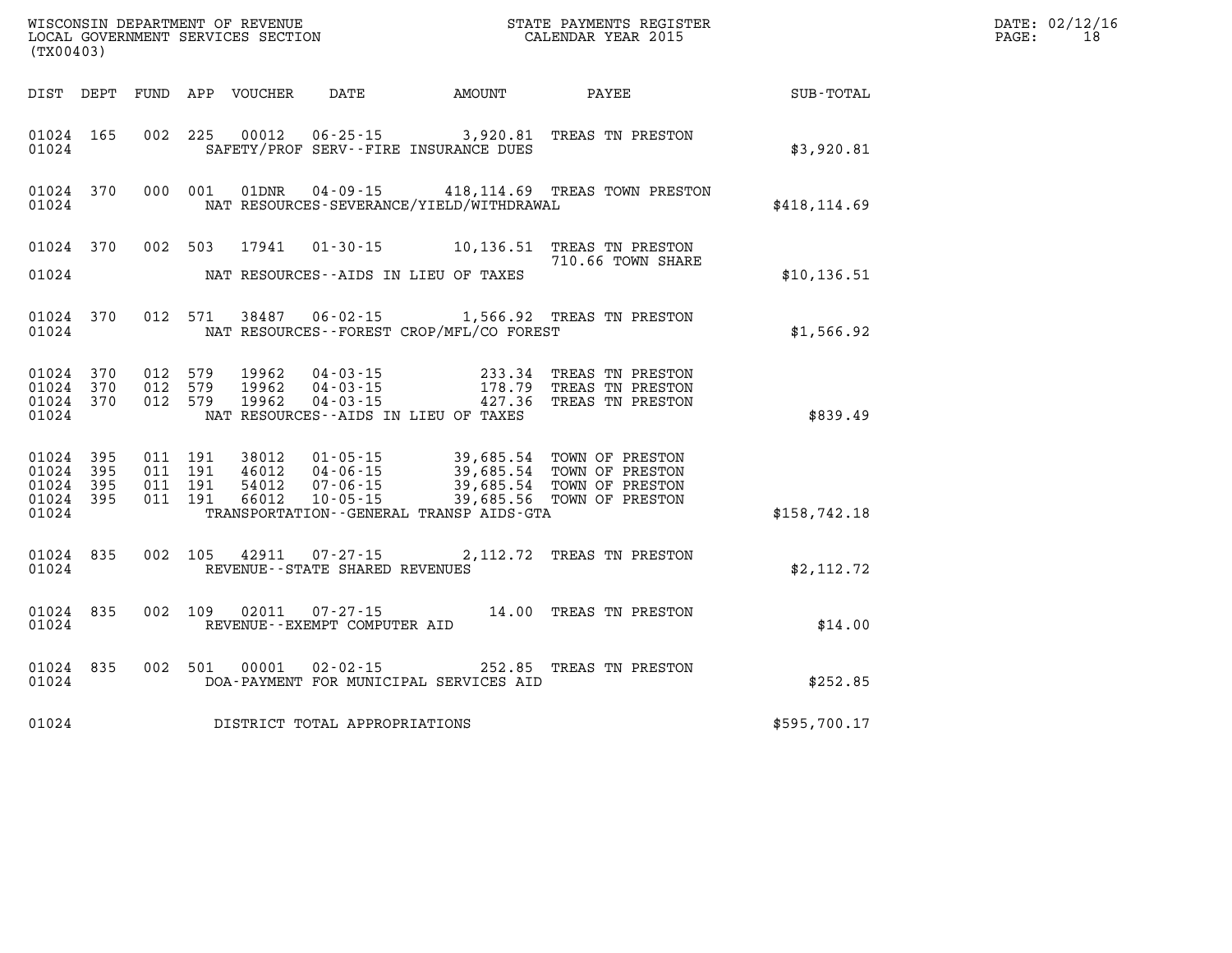WISCONSIN DEPARTMENT OF REVENUE
LOCAL GOVERNMENT SERVICES SECTION
(TX00403)

STATE PAYMENTS REGISTER
CALENDAR YEAR 2015

DATE: 02/12/16

| DIST | DEPT | FUND | APP | VOUCHER | DATE | AMOUNT | PAYEE | SUB-TOTAL |
|---|---|---|---|---|---|---|---|---|
| 01024 | 165 | 002 | 225 | 00012 | 06-25-15 | 3,920.81 | TREAS TN PRESTON | |
| 01024 | | | | | SAFETY/PROF SERV--FIRE INSURANCE DUES | | | $3,920.81 |
| 01024 | 370 | 000 | 001 | 01DNR | 04-09-15 | 418,114.69 | TREAS TOWN PRESTON | |
| 01024 | | | | | NAT RESOURCES-SEVERANCE/YIELD/WITHDRAWAL | | | $418,114.69 |
| 01024 | 370 | 002 | 503 | 17941 | 01-30-15 | 10,136.51 | TREAS TN PRESTON | |
| | | | | | | | 710.66 TOWN SHARE | |
| 01024 | | | | | NAT RESOURCES--AIDS IN LIEU OF TAXES | | | $10,136.51 |
| 01024 | 370 | 012 | 571 | 38487 | 06-02-15 | 1,566.92 | TREAS TN PRESTON | |
| 01024 | | | | | NAT RESOURCES--FOREST CROP/MFL/CO FOREST | | | $1,566.92 |
| 01024 | 370 | 012 | 579 | 19962 | 04-03-15 | 233.34 | TREAS TN PRESTON | |
| 01024 | 370 | 012 | 579 | 19962 | 04-03-15 | 178.79 | TREAS TN PRESTON | |
| 01024 | 370 | 012 | 579 | 19962 | 04-03-15 | 427.36 | TREAS TN PRESTON | |
| 01024 | | | | | NAT RESOURCES--AIDS IN LIEU OF TAXES | | | $839.49 |
| 01024 | 395 | 011 | 191 | 38012 | 01-05-15 | 39,685.54 | TOWN OF PRESTON | |
| 01024 | 395 | 011 | 191 | 46012 | 04-06-15 | 39,685.54 | TOWN OF PRESTON | |
| 01024 | 395 | 011 | 191 | 54012 | 07-06-15 | 39,685.54 | TOWN OF PRESTON | |
| 01024 | 395 | 011 | 191 | 66012 | 10-05-15 | 39,685.56 | TOWN OF PRESTON | |
| 01024 | | | | | TRANSPORTATION--GENERAL TRANSP AIDS-GTA | | | $158,742.18 |
| 01024 | 835 | 002 | 105 | 42911 | 07-27-15 | 2,112.72 | TREAS TN PRESTON | |
| 01024 | | | | | REVENUE--STATE SHARED REVENUES | | | $2,112.72 |
| 01024 | 835 | 002 | 109 | 02011 | 07-27-15 | 14.00 | TREAS TN PRESTON | |
| 01024 | | | | | REVENUE--EXEMPT COMPUTER AID | | | $14.00 |
| 01024 | 835 | 002 | 501 | 00001 | 02-02-15 | 252.85 | TREAS TN PRESTON | |
| 01024 | | | | | DOA-PAYMENT FOR MUNICIPAL SERVICES AID | | | $252.85 |
| 01024 | | | | | DISTRICT TOTAL APPROPRIATIONS | | | $595,700.17 |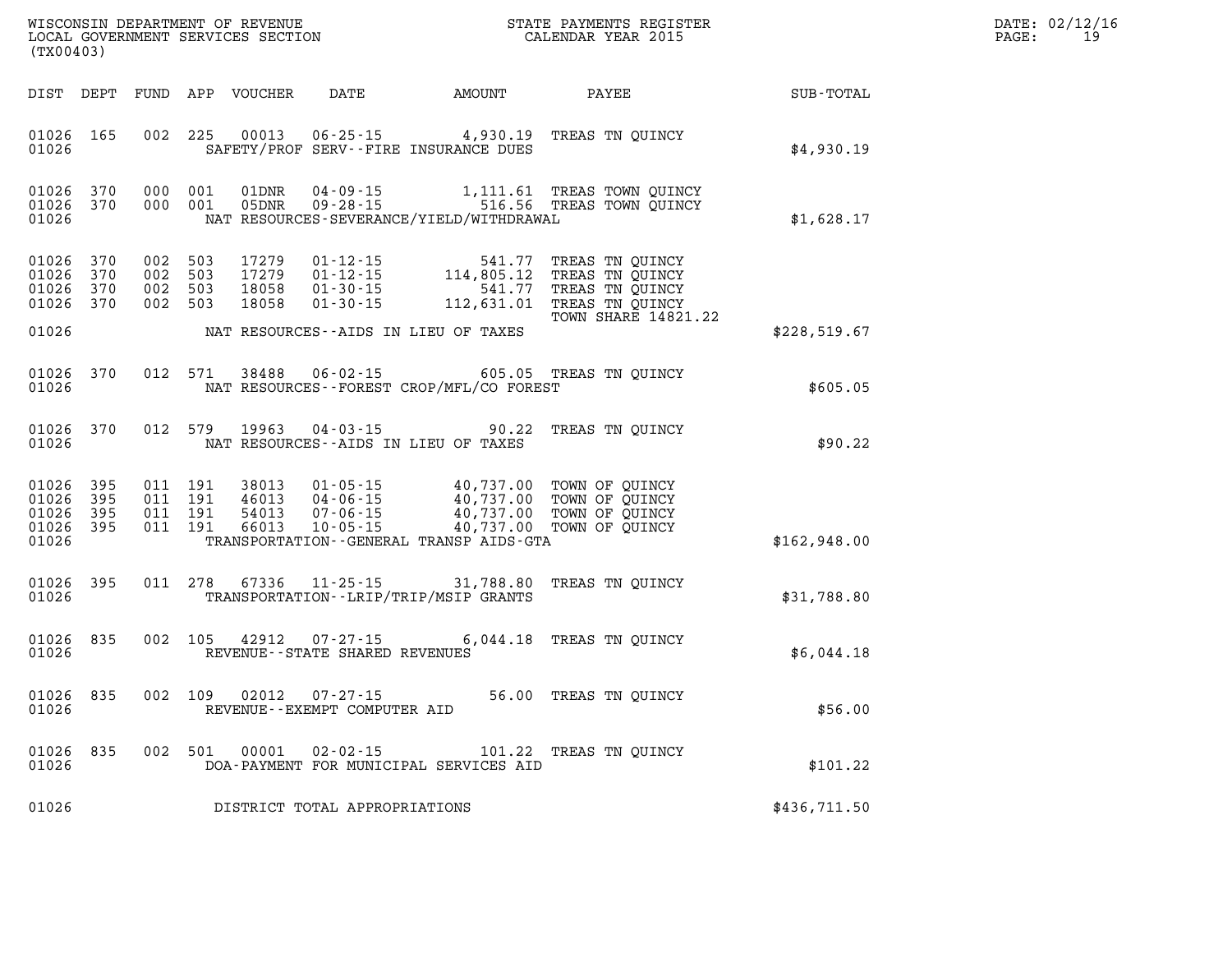WISCONSIN DEPARTMENT OF REVENUE
LOCAL GOVERNMENT SERVICES SECTION
(TX00403)

STATE PAYMENTS REGISTER
CALENDAR YEAR 2015

DATE: 02/12/16

| DIST | DEPT | FUND | APP | VOUCHER | DATE | AMOUNT | PAYEE | SUB-TOTAL |
|---|---|---|---|---|---|---|---|---|
| 01026 | 165 | 002 | 225 | 00013 | 06-25-15 | 4,930.19 | TREAS TN QUINCY | |
| 01026 | | | | | SAFETY/PROF SERV--FIRE INSURANCE DUES | | | $4,930.19 |
| 01026 | 370 | 000 | 001 | 01DNR | 04-09-15 | 1,111.61 | TREAS TOWN QUINCY | |
| 01026 | 370 | 000 | 001 | 05DNR | 09-28-15 | 516.56 | TREAS TOWN QUINCY | |
| 01026 | | | | | NAT RESOURCES-SEVERANCE/YIELD/WITHDRAWAL | | | $1,628.17 |
| 01026 | 370 | 002 | 503 | 17279 | 01-12-15 | 541.77 | TREAS TN QUINCY | |
| 01026 | 370 | 002 | 503 | 17279 | 01-12-15 | 114,805.12 | TREAS TN QUINCY | |
| 01026 | 370 | 002 | 503 | 18058 | 01-30-15 | 541.77 | TREAS TN QUINCY | |
| 01026 | 370 | 002 | 503 | 18058 | 01-30-15 | 112,631.01 | TREAS TN QUINCY | |
| | | | | | | | TOWN SHARE 14821.22 | |
| 01026 | | | | | NAT RESOURCES--AIDS IN LIEU OF TAXES | | | $228,519.67 |
| 01026 | 370 | 012 | 571 | 38488 | 06-02-15 | 605.05 | TREAS TN QUINCY | |
| 01026 | | | | | NAT RESOURCES--FOREST CROP/MFL/CO FOREST | | | $605.05 |
| 01026 | 370 | 012 | 579 | 19963 | 04-03-15 | 90.22 | TREAS TN QUINCY | |
| 01026 | | | | | NAT RESOURCES--AIDS IN LIEU OF TAXES | | | $90.22 |
| 01026 | 395 | 011 | 191 | 38013 | 01-05-15 | 40,737.00 | TOWN OF QUINCY | |
| 01026 | 395 | 011 | 191 | 46013 | 04-06-15 | 40,737.00 | TOWN OF QUINCY | |
| 01026 | 395 | 011 | 191 | 54013 | 07-06-15 | 40,737.00 | TOWN OF QUINCY | |
| 01026 | 395 | 011 | 191 | 66013 | 10-05-15 | 40,737.00 | TOWN OF QUINCY | |
| 01026 | | | | | TRANSPORTATION--GENERAL TRANSP AIDS-GTA | | | $162,948.00 |
| 01026 | 395 | 011 | 278 | 67336 | 11-25-15 | 31,788.80 | TREAS TN QUINCY | |
| 01026 | | | | | TRANSPORTATION--LRIP/TRIP/MSIP GRANTS | | | $31,788.80 |
| 01026 | 835 | 002 | 105 | 42912 | 07-27-15 | 6,044.18 | TREAS TN QUINCY | |
| 01026 | | | | | REVENUE--STATE SHARED REVENUES | | | $6,044.18 |
| 01026 | 835 | 002 | 109 | 02012 | 07-27-15 | 56.00 | TREAS TN QUINCY | |
| 01026 | | | | | REVENUE--EXEMPT COMPUTER AID | | | $56.00 |
| 01026 | 835 | 002 | 501 | 00001 | 02-02-15 | 101.22 | TREAS TN QUINCY | |
| 01026 | | | | | DOA-PAYMENT FOR MUNICIPAL SERVICES AID | | | $101.22 |
| 01026 | | | | | DISTRICT TOTAL APPROPRIATIONS | | | $436,711.50 |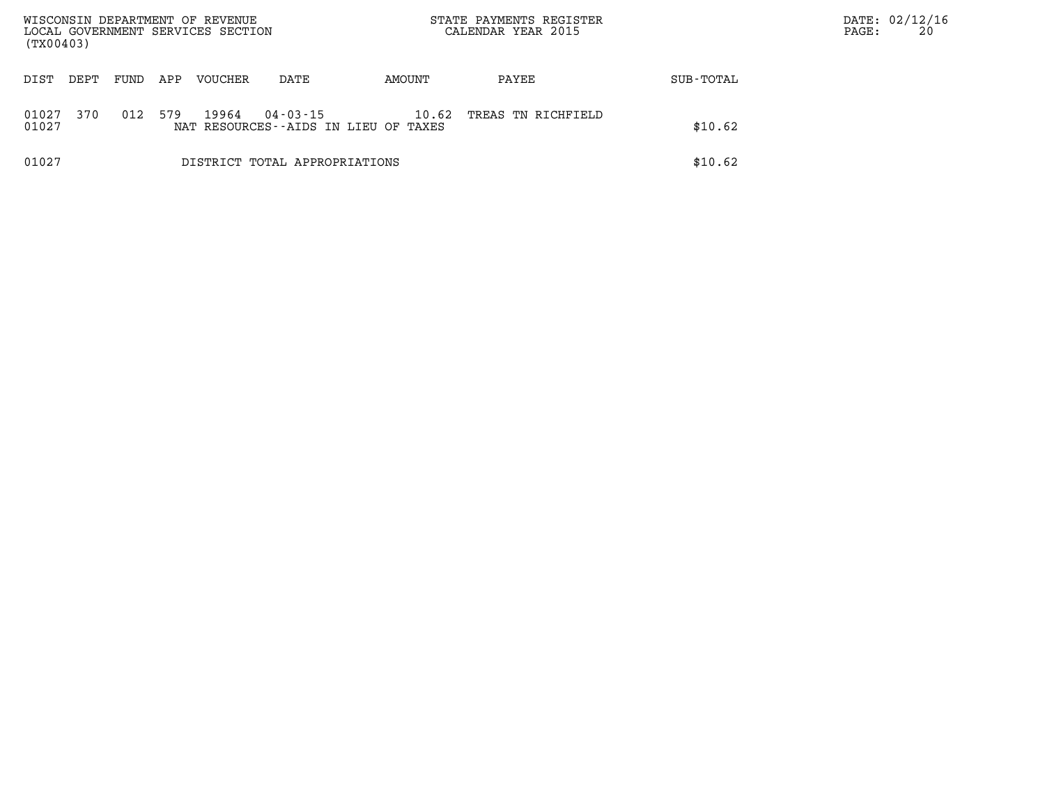WISCONSIN DEPARTMENT OF REVENUE
LOCAL GOVERNMENT SERVICES SECTION
(TX00403)

STATE PAYMENTS REGISTER
CALENDAR YEAR 2015

DATE: 02/12/16

| DIST | DEPT | FUND | APP | VOUCHER | DATE | AMOUNT | PAYEE | SUB-TOTAL |
|---|---|---|---|---|---|---|---|---|
| 01027 | 370 | 012 | 579 | 19964 | 04-03-15 | 10.62 | TREAS TN RICHFIELD | |
| 01027 | | | | NAT RESOURCES--AIDS IN LIEU OF TAXES | | | | $10.62 |
| 01027 | | | | DISTRICT TOTAL APPROPRIATIONS | | | | $10.62 |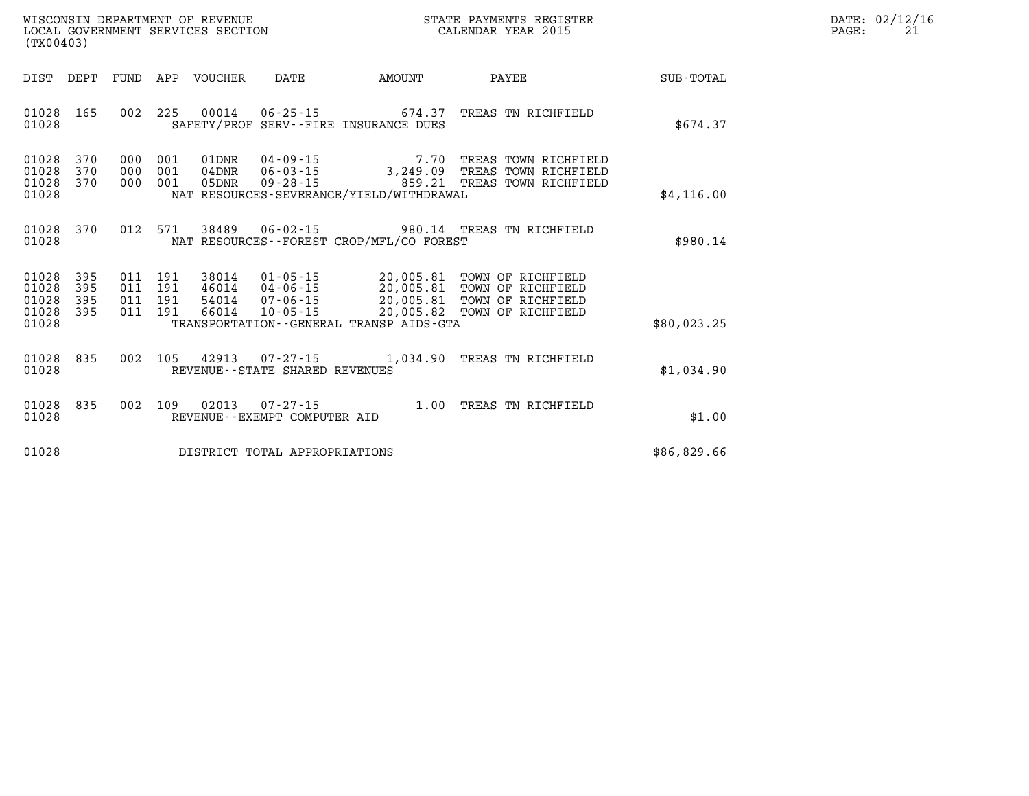WISCONSIN DEPARTMENT OF REVENUE
LOCAL GOVERNMENT SERVICES SECTION
(TX00403)

STATE PAYMENTS REGISTER
CALENDAR YEAR 2015

DATE: 02/12/16

| DIST | DEPT | FUND | APP | VOUCHER | DATE | AMOUNT | PAYEE | SUB-TOTAL |
|---|---|---|---|---|---|---|---|---|
| 01028 | 165 | 002 | 225 | 00014 | 06-25-15 | 674.37 | TREAS TN RICHFIELD | |
| 01028 | | | | SAFETY/PROF SERV--FIRE INSURANCE DUES | | | | $674.37 |
| 01028 | 370 | 000 | 001 | 01DNR | 04-09-15 | 7.70 | TREAS TOWN RICHFIELD | |
| 01028 | 370 | 000 | 001 | 04DNR | 06-03-15 | 3,249.09 | TREAS TOWN RICHFIELD | |
| 01028 | 370 | 000 | 001 | 05DNR | 09-28-15 | 859.21 | TREAS TOWN RICHFIELD | |
| 01028 | | | | NAT RESOURCES-SEVERANCE/YIELD/WITHDRAWAL | | | | $4,116.00 |
| 01028 | 370 | 012 | 571 | 38489 | 06-02-15 | 980.14 | TREAS TN RICHFIELD | |
| 01028 | | | | NAT RESOURCES--FOREST CROP/MFL/CO FOREST | | | | $980.14 |
| 01028 | 395 | 011 | 191 | 38014 | 01-05-15 | 20,005.81 | TOWN OF RICHFIELD | |
| 01028 | 395 | 011 | 191 | 46014 | 04-06-15 | 20,005.81 | TOWN OF RICHFIELD | |
| 01028 | 395 | 011 | 191 | 54014 | 07-06-15 | 20,005.81 | TOWN OF RICHFIELD | |
| 01028 | 395 | 011 | 191 | 66014 | 10-05-15 | 20,005.82 | TOWN OF RICHFIELD | |
| 01028 | | | | TRANSPORTATION--GENERAL TRANSP AIDS-GTA | | | | $80,023.25 |
| 01028 | 835 | 002 | 105 | 42913 | 07-27-15 | 1,034.90 | TREAS TN RICHFIELD | |
| 01028 | | | | REVENUE--STATE SHARED REVENUES | | | | $1,034.90 |
| 01028 | 835 | 002 | 109 | 02013 | 07-27-15 | 1.00 | TREAS TN RICHFIELD | |
| 01028 | | | | REVENUE--EXEMPT COMPUTER AID | | | | $1.00 |
| 01028 | | | | DISTRICT TOTAL APPROPRIATIONS | | | | $86,829.66 |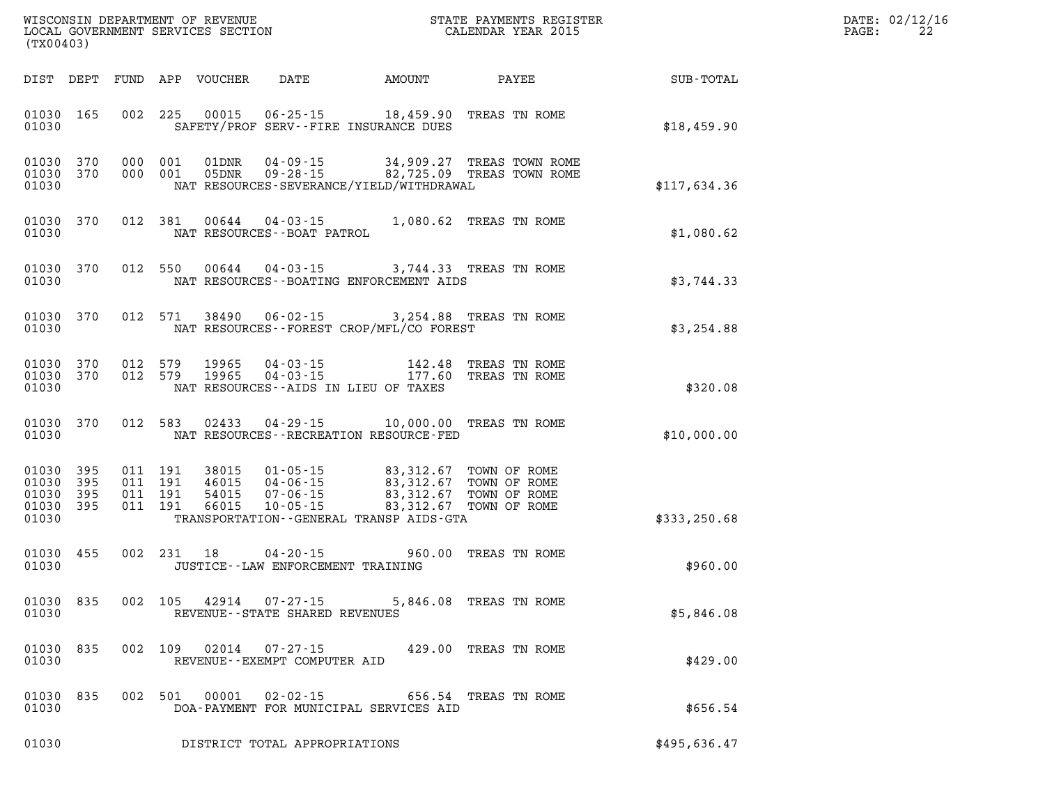WISCONSIN DEPARTMENT OF REVENUE
LOCAL GOVERNMENT SERVICES SECTION
(TX00403)

STATE PAYMENTS REGISTER
CALENDAR YEAR 2015

DATE: 02/12/16

| DIST | DEPT | FUND | APP | VOUCHER | DATE | AMOUNT | PAYEE | SUB-TOTAL |
|---|---|---|---|---|---|---|---|---|
| 01030 | 165 | 002 | 225 | 00015 | 06-25-15 | 18,459.90 | TREAS TN ROME | |
| 01030 | | | | SAFETY/PROF SERV--FIRE INSURANCE DUES | | | | $18,459.90 |
| 01030 | 370 | 000 | 001 | 01DNR | 04-09-15 | 34,909.27 | TREAS TOWN ROME | |
| 01030 | 370 | 000 | 001 | 05DNR | 09-28-15 | 82,725.09 | TREAS TOWN ROME | |
| 01030 | | | | NAT RESOURCES-SEVERANCE/YIELD/WITHDRAWAL | | | | $117,634.36 |
| 01030 | 370 | 012 | 381 | 00644 | 04-03-15 | 1,080.62 | TREAS TN ROME | |
| 01030 | | | | NAT RESOURCES--BOAT PATROL | | | | $1,080.62 |
| 01030 | 370 | 012 | 550 | 00644 | 04-03-15 | 3,744.33 | TREAS TN ROME | |
| 01030 | | | | NAT RESOURCES--BOATING ENFORCEMENT AIDS | | | | $3,744.33 |
| 01030 | 370 | 012 | 571 | 38490 | 06-02-15 | 3,254.88 | TREAS TN ROME | |
| 01030 | | | | NAT RESOURCES--FOREST CROP/MFL/CO FOREST | | | | $3,254.88 |
| 01030 | 370 | 012 | 579 | 19965 | 04-03-15 | 142.48 | TREAS TN ROME | |
| 01030 | 370 | 012 | 579 | 19965 | 04-03-15 | 177.60 | TREAS TN ROME | |
| 01030 | | | | NAT RESOURCES--AIDS IN LIEU OF TAXES | | | | $320.08 |
| 01030 | 370 | 012 | 583 | 02433 | 04-29-15 | 10,000.00 | TREAS TN ROME | |
| 01030 | | | | NAT RESOURCES--RECREATION RESOURCE-FED | | | | $10,000.00 |
| 01030 | 395 | 011 | 191 | 38015 | 01-05-15 | 83,312.67 | TOWN OF ROME | |
| 01030 | 395 | 011 | 191 | 46015 | 04-06-15 | 83,312.67 | TOWN OF ROME | |
| 01030 | 395 | 011 | 191 | 54015 | 07-06-15 | 83,312.67 | TOWN OF ROME | |
| 01030 | 395 | 011 | 191 | 66015 | 10-05-15 | 83,312.67 | TOWN OF ROME | |
| 01030 | | | | TRANSPORTATION--GENERAL TRANSP AIDS-GTA | | | | $333,250.68 |
| 01030 | 455 | 002 | 231 | 18 | 04-20-15 | 960.00 | TREAS TN ROME | |
| 01030 | | | | JUSTICE--LAW ENFORCEMENT TRAINING | | | | $960.00 |
| 01030 | 835 | 002 | 105 | 42914 | 07-27-15 | 5,846.08 | TREAS TN ROME | |
| 01030 | | | | REVENUE--STATE SHARED REVENUES | | | | $5,846.08 |
| 01030 | 835 | 002 | 109 | 02014 | 07-27-15 | 429.00 | TREAS TN ROME | |
| 01030 | | | | REVENUE--EXEMPT COMPUTER AID | | | | $429.00 |
| 01030 | 835 | 002 | 501 | 00001 | 02-02-15 | 656.54 | TREAS TN ROME | |
| 01030 | | | | DOA-PAYMENT FOR MUNICIPAL SERVICES AID | | | | $656.54 |
| 01030 | | | | DISTRICT TOTAL APPROPRIATIONS | | | | $495,636.47 |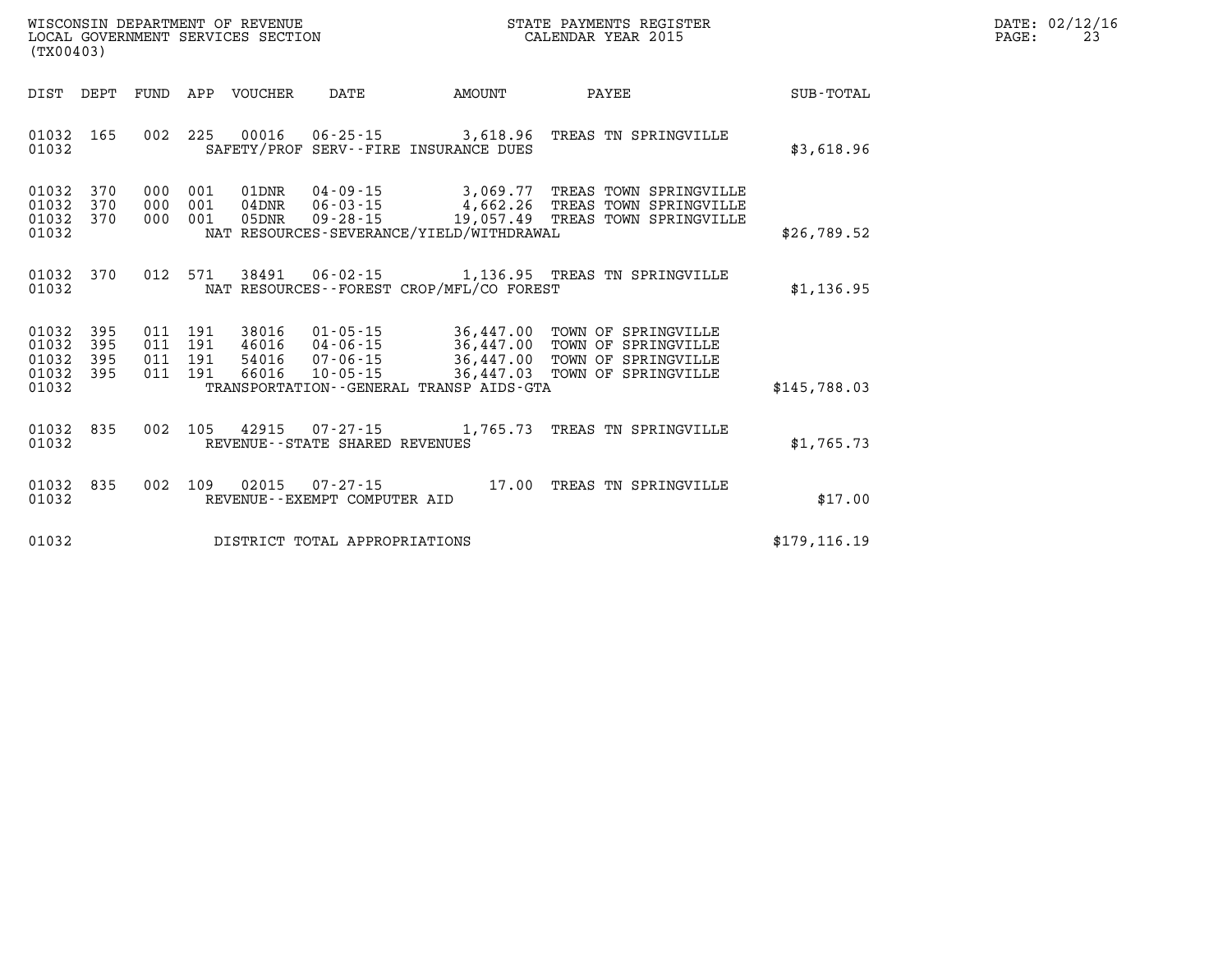WISCONSIN DEPARTMENT OF REVENUE
LOCAL GOVERNMENT SERVICES SECTION
(TX00403)

STATE PAYMENTS REGISTER
CALENDAR YEAR 2015

DATE: 02/12/16

| DIST | DEPT | FUND | APP | VOUCHER | DATE | AMOUNT | PAYEE | SUB-TOTAL |
|---|---|---|---|---|---|---|---|---|
| 01032 | 165 | 002 | 225 | 00016 | 06-25-15 | 3,618.96 | TREAS TN SPRINGVILLE | |
| 01032 | | | | SAFETY/PROF SERV--FIRE INSURANCE DUES | | | | $3,618.96 |
| 01032 | 370 | 000 | 001 | 01DNR | 04-09-15 | 3,069.77 | TREAS TOWN SPRINGVILLE | |
| 01032 | 370 | 000 | 001 | 04DNR | 06-03-15 | 4,662.26 | TREAS TOWN SPRINGVILLE | |
| 01032 | 370 | 000 | 001 | 05DNR | 09-28-15 | 19,057.49 | TREAS TOWN SPRINGVILLE | |
| 01032 | | | | NAT RESOURCES-SEVERANCE/YIELD/WITHDRAWAL | | | | $26,789.52 |
| 01032 | 370 | 012 | 571 | 38491 | 06-02-15 | 1,136.95 | TREAS TN SPRINGVILLE | |
| 01032 | | | | NAT RESOURCES--FOREST CROP/MFL/CO FOREST | | | | $1,136.95 |
| 01032 | 395 | 011 | 191 | 38016 | 01-05-15 | 36,447.00 | TOWN OF SPRINGVILLE | |
| 01032 | 395 | 011 | 191 | 46016 | 04-06-15 | 36,447.00 | TOWN OF SPRINGVILLE | |
| 01032 | 395 | 011 | 191 | 54016 | 07-06-15 | 36,447.00 | TOWN OF SPRINGVILLE | |
| 01032 | 395 | 011 | 191 | 66016 | 10-05-15 | 36,447.03 | TOWN OF SPRINGVILLE | |
| 01032 | | | | TRANSPORTATION--GENERAL TRANSP AIDS-GTA | | | | $145,788.03 |
| 01032 | 835 | 002 | 105 | 42915 | 07-27-15 | 1,765.73 | TREAS TN SPRINGVILLE | |
| 01032 | | | | REVENUE--STATE SHARED REVENUES | | | | $1,765.73 |
| 01032 | 835 | 002 | 109 | 02015 | 07-27-15 | 17.00 | TREAS TN SPRINGVILLE | |
| 01032 | | | | REVENUE--EXEMPT COMPUTER AID | | | | $17.00 |
| 01032 | | | | DISTRICT TOTAL APPROPRIATIONS | | | | $179,116.19 |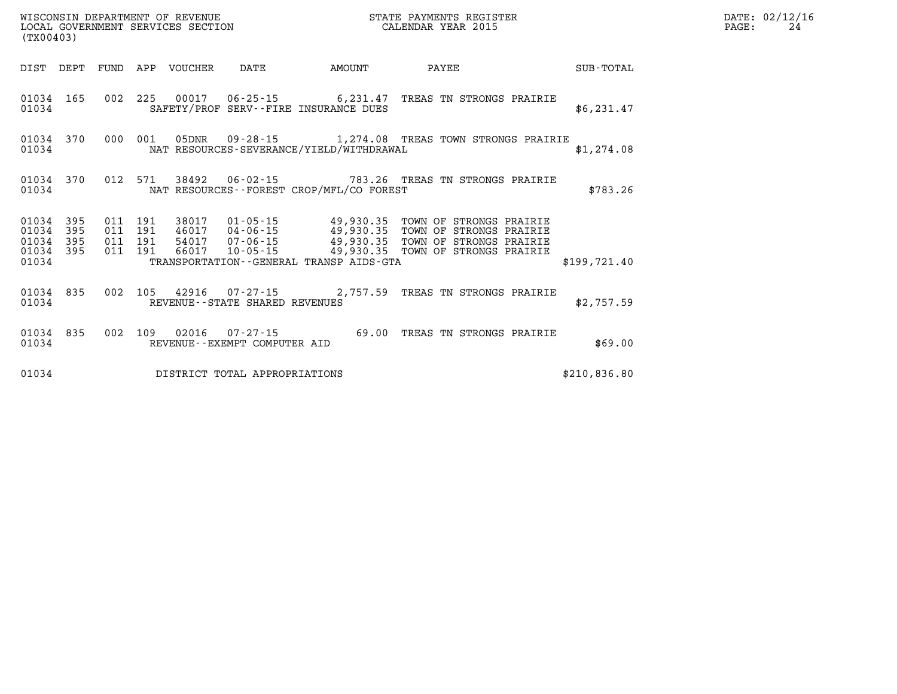WISCONSIN DEPARTMENT OF REVENUE
LOCAL GOVERNMENT SERVICES SECTION
(TX00403)

STATE PAYMENTS REGISTER
CALENDAR YEAR 2015

DATE: 02/12/16

| DIST | DEPT | FUND | APP | VOUCHER | DATE | AMOUNT | PAYEE | SUB-TOTAL |
|---|---|---|---|---|---|---|---|---|
| 01034 | 165 | 002 | 225 | 00017 | 06-25-15 | 6,231.47 | TREAS TN STRONGS PRAIRIE | |
| 01034 | | | | SAFETY/PROF SERV--FIRE INSURANCE DUES | | | | $6,231.47 |
| 01034 | 370 | 000 | 001 | 05DNR | 09-28-15 | 1,274.08 | TREAS TOWN STRONGS PRAIRIE | |
| 01034 | | | | NAT RESOURCES-SEVERANCE/YIELD/WITHDRAWAL | | | | $1,274.08 |
| 01034 | 370 | 012 | 571 | 38492 | 06-02-15 | 783.26 | TREAS TN STRONGS PRAIRIE | |
| 01034 | | | | NAT RESOURCES--FOREST CROP/MFL/CO FOREST | | | | $783.26 |
| 01034 | 395 | 011 | 191 | 38017 | 01-05-15 | 49,930.35 | TOWN OF STRONGS PRAIRIE | |
| 01034 | 395 | 011 | 191 | 46017 | 04-06-15 | 49,930.35 | TOWN OF STRONGS PRAIRIE | |
| 01034 | 395 | 011 | 191 | 54017 | 07-06-15 | 49,930.35 | TOWN OF STRONGS PRAIRIE | |
| 01034 | 395 | 011 | 191 | 66017 | 10-05-15 | 49,930.35 | TOWN OF STRONGS PRAIRIE | |
| 01034 | | | | TRANSPORTATION--GENERAL TRANSP AIDS-GTA | | | | $199,721.40 |
| 01034 | 835 | 002 | 105 | 42916 | 07-27-15 | 2,757.59 | TREAS TN STRONGS PRAIRIE | |
| 01034 | | | | REVENUE--STATE SHARED REVENUES | | | | $2,757.59 |
| 01034 | 835 | 002 | 109 | 02016 | 07-27-15 | 69.00 | TREAS TN STRONGS PRAIRIE | |
| 01034 | | | | REVENUE--EXEMPT COMPUTER AID | | | | $69.00 |
| 01034 | | | | DISTRICT TOTAL APPROPRIATIONS | | | | $210,836.80 |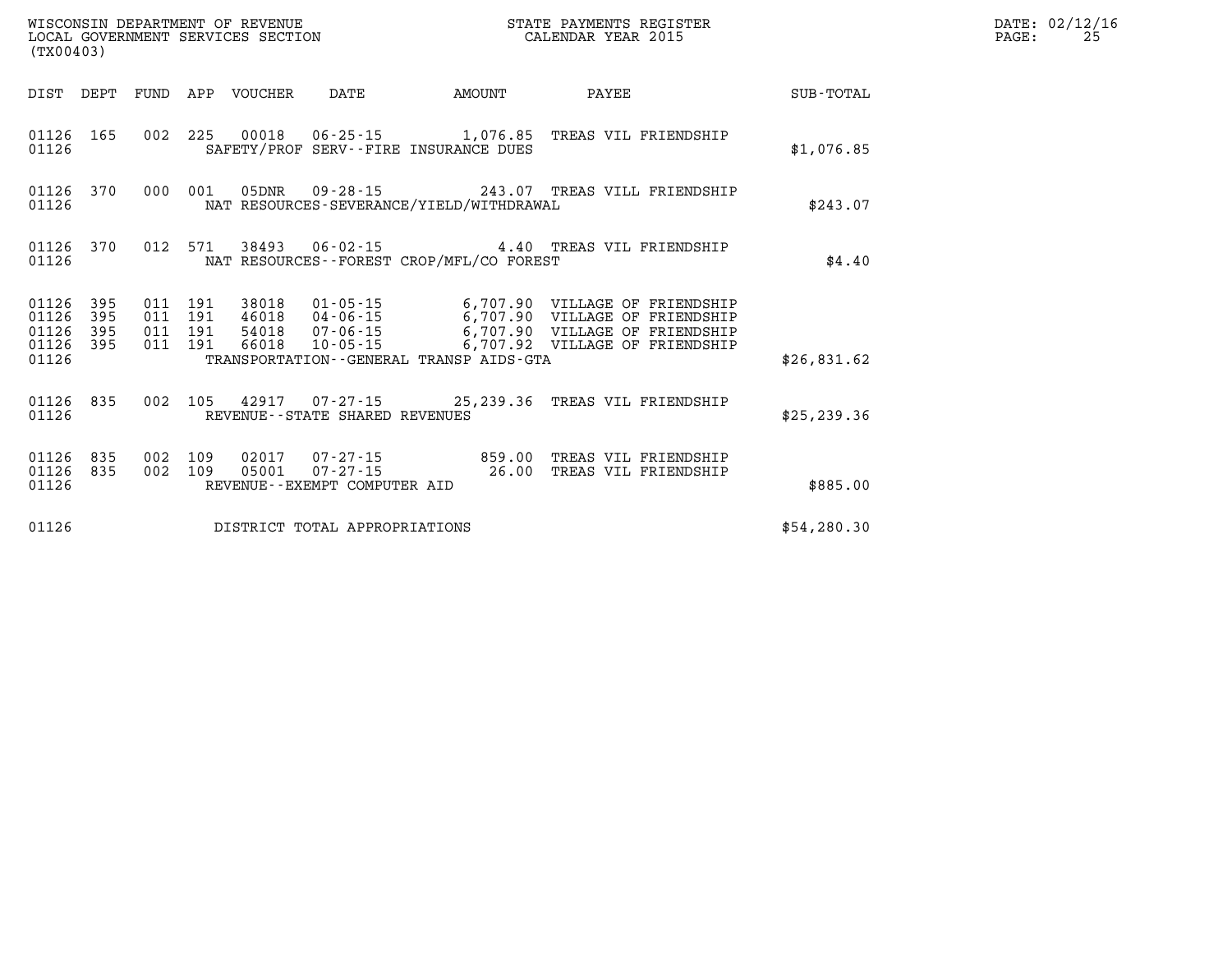WISCONSIN DEPARTMENT OF REVENUE
LOCAL GOVERNMENT SERVICES SECTION
(TX00403)

STATE PAYMENTS REGISTER
CALENDAR YEAR 2015

DATE: 02/12/16

| DIST | DEPT | FUND | APP | VOUCHER | DATE | AMOUNT | PAYEE | SUB-TOTAL |
|---|---|---|---|---|---|---|---|---|
| 01126 | 165 | 002 | 225 | 00018 | 06-25-15 | 1,076.85 | TREAS VIL FRIENDSHIP | |
| 01126 | | | | SAFETY/PROF SERV--FIRE INSURANCE DUES | | | | $1,076.85 |
| 01126 | 370 | 000 | 001 | 05DNR | 09-28-15 | 243.07 | TREAS VILL FRIENDSHIP | |
| 01126 | | | | NAT RESOURCES-SEVERANCE/YIELD/WITHDRAWAL | | | | $243.07 |
| 01126 | 370 | 012 | 571 | 38493 | 06-02-15 | 4.40 | TREAS VIL FRIENDSHIP | |
| 01126 | | | | NAT RESOURCES--FOREST CROP/MFL/CO FOREST | | | | $4.40 |
| 01126 | 395 | 011 | 191 | 38018 | 01-05-15 | 6,707.90 | VILLAGE OF FRIENDSHIP | |
| 01126 | 395 | 011 | 191 | 46018 | 04-06-15 | 6,707.90 | VILLAGE OF FRIENDSHIP | |
| 01126 | 395 | 011 | 191 | 54018 | 07-06-15 | 6,707.90 | VILLAGE OF FRIENDSHIP | |
| 01126 | 395 | 011 | 191 | 66018 | 10-05-15 | 6,707.92 | VILLAGE OF FRIENDSHIP | |
| 01126 | | | | TRANSPORTATION--GENERAL TRANSP AIDS-GTA | | | | $26,831.62 |
| 01126 | 835 | 002 | 105 | 42917 | 07-27-15 | 25,239.36 | TREAS VIL FRIENDSHIP | |
| 01126 | | | | REVENUE--STATE SHARED REVENUES | | | | $25,239.36 |
| 01126 | 835 | 002 | 109 | 02017 | 07-27-15 | 859.00 | TREAS VIL FRIENDSHIP | |
| 01126 | 835 | 002 | 109 | 05001 | 07-27-15 | 26.00 | TREAS VIL FRIENDSHIP | |
| 01126 | | | | REVENUE--EXEMPT COMPUTER AID | | | | $885.00 |
| 01126 | | | | DISTRICT TOTAL APPROPRIATIONS | | | | $54,280.30 |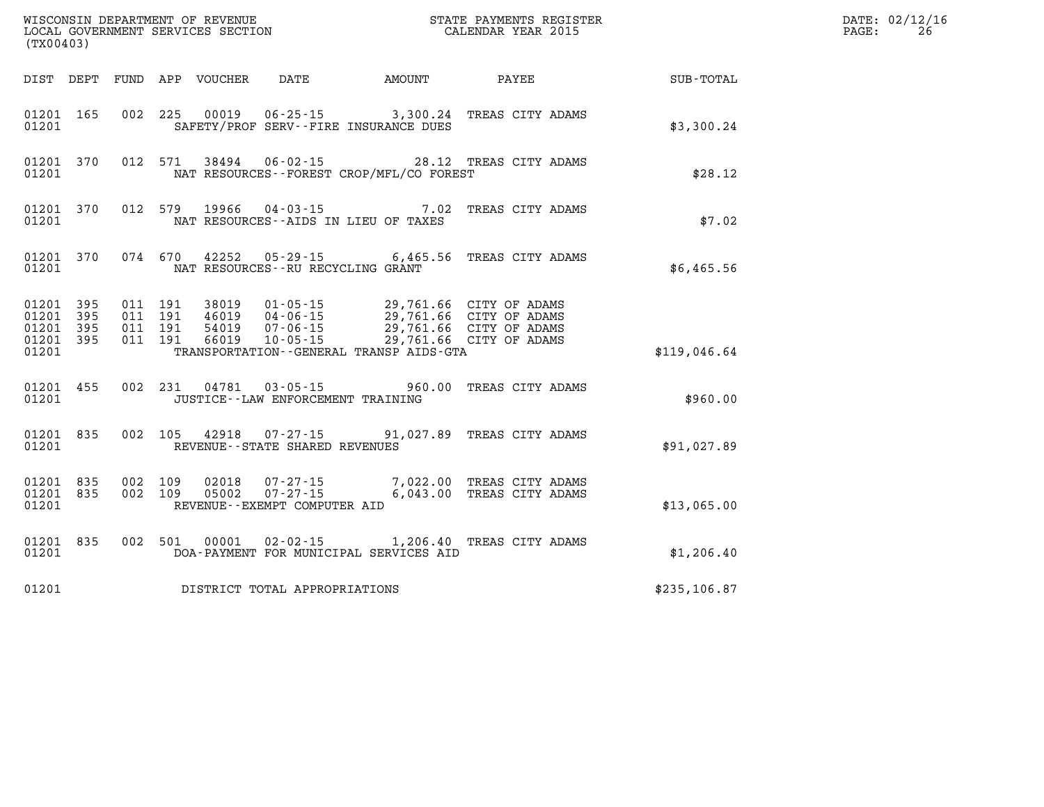WISCONSIN DEPARTMENT OF REVENUE
LOCAL GOVERNMENT SERVICES SECTION
(TX00403)

STATE PAYMENTS REGISTER
CALENDAR YEAR 2015

DATE: 02/12/16

| DIST | DEPT | FUND | APP | VOUCHER | DATE | AMOUNT | PAYEE | SUB-TOTAL |
|---|---|---|---|---|---|---|---|---|
| 01201 | 165 | 002 | 225 | 00019 | 06-25-15 | 3,300.24 | TREAS CITY ADAMS | |
| 01201 | | | | SAFETY/PROF SERV--FIRE INSURANCE DUES | | | | $3,300.24 |
| 01201 | 370 | 012 | 571 | 38494 | 06-02-15 | 28.12 | TREAS CITY ADAMS | |
| 01201 | | | | NAT RESOURCES--FOREST CROP/MFL/CO FOREST | | | | $28.12 |
| 01201 | 370 | 012 | 579 | 19966 | 04-03-15 | 7.02 | TREAS CITY ADAMS | |
| 01201 | | | | NAT RESOURCES--AIDS IN LIEU OF TAXES | | | | $7.02 |
| 01201 | 370 | 074 | 670 | 42252 | 05-29-15 | 6,465.56 | TREAS CITY ADAMS | |
| 01201 | | | | NAT RESOURCES--RU RECYCLING GRANT | | | | $6,465.56 |
| 01201 | 395 | 011 | 191 | 38019 | 01-05-15 | 29,761.66 | CITY OF ADAMS | |
| 01201 | 395 | 011 | 191 | 46019 | 04-06-15 | 29,761.66 | CITY OF ADAMS | |
| 01201 | 395 | 011 | 191 | 54019 | 07-06-15 | 29,761.66 | CITY OF ADAMS | |
| 01201 | 395 | 011 | 191 | 66019 | 10-05-15 | 29,761.66 | CITY OF ADAMS | |
| 01201 | | | | TRANSPORTATION--GENERAL TRANSP AIDS-GTA | | | | $119,046.64 |
| 01201 | 455 | 002 | 231 | 04781 | 03-05-15 | 960.00 | TREAS CITY ADAMS | |
| 01201 | | | | JUSTICE--LAW ENFORCEMENT TRAINING | | | | $960.00 |
| 01201 | 835 | 002 | 105 | 42918 | 07-27-15 | 91,027.89 | TREAS CITY ADAMS | |
| 01201 | | | | REVENUE--STATE SHARED REVENUES | | | | $91,027.89 |
| 01201 | 835 | 002 | 109 | 02018 | 07-27-15 | 7,022.00 | TREAS CITY ADAMS | |
| 01201 | 835 | 002 | 109 | 05002 | 07-27-15 | 6,043.00 | TREAS CITY ADAMS | |
| 01201 | | | | REVENUE--EXEMPT COMPUTER AID | | | | $13,065.00 |
| 01201 | 835 | 002 | 501 | 00001 | 02-02-15 | 1,206.40 | TREAS CITY ADAMS | |
| 01201 | | | | DOA-PAYMENT FOR MUNICIPAL SERVICES AID | | | | $1,206.40 |
| 01201 | | | | DISTRICT TOTAL APPROPRIATIONS | | | | $235,106.87 |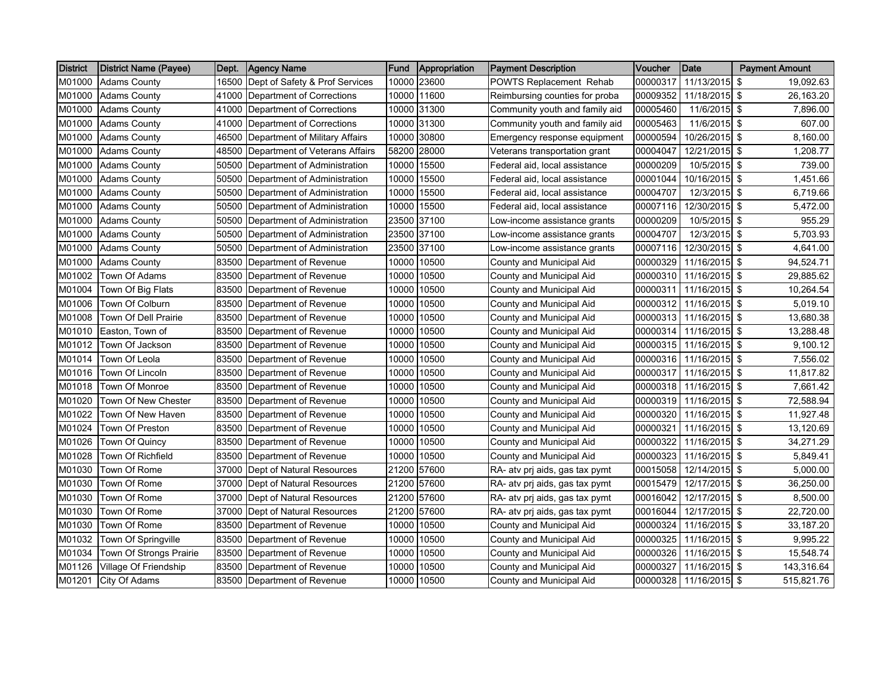| District | District Name (Payee) | Dept. | Agency Name | Fund | Appropriation | Payment Description | Voucher | Date | Payment Amount |
|---|---|---|---|---|---|---|---|---|---|
| M01000 | Adams County | 16500 | Dept of Safety & Prof Services | 10000 | 23600 | POWTS Replacement Rehab | 00000317 | 11/13/2015 | $ 19,092.63 |
| M01000 | Adams County | 41000 | Department of Corrections | 10000 | 11600 | Reimbursing counties for proba | 00009352 | 11/18/2015 | $ 26,163.20 |
| M01000 | Adams County | 41000 | Department of Corrections | 10000 | 31300 | Community youth and family aid | 00005460 | 11/6/2015 | $ 7,896.00 |
| M01000 | Adams County | 41000 | Department of Corrections | 10000 | 31300 | Community youth and family aid | 00005463 | 11/6/2015 | $ 607.00 |
| M01000 | Adams County | 46500 | Department of Military Affairs | 10000 | 30800 | Emergency response equipment | 00000594 | 10/26/2015 | $ 8,160.00 |
| M01000 | Adams County | 48500 | Department of Veterans Affairs | 58200 | 28000 | Veterans transportation grant | 00004047 | 12/21/2015 | $ 1,208.77 |
| M01000 | Adams County | 50500 | Department of Administration | 10000 | 15500 | Federal aid, local assistance | 00000209 | 10/5/2015 | $ 739.00 |
| M01000 | Adams County | 50500 | Department of Administration | 10000 | 15500 | Federal aid, local assistance | 00001044 | 10/16/2015 | $ 1,451.66 |
| M01000 | Adams County | 50500 | Department of Administration | 10000 | 15500 | Federal aid, local assistance | 00004707 | 12/3/2015 | $ 6,719.66 |
| M01000 | Adams County | 50500 | Department of Administration | 10000 | 15500 | Federal aid, local assistance | 00007116 | 12/30/2015 | $ 5,472.00 |
| M01000 | Adams County | 50500 | Department of Administration | 23500 | 37100 | Low-income assistance grants | 00000209 | 10/5/2015 | $ 955.29 |
| M01000 | Adams County | 50500 | Department of Administration | 23500 | 37100 | Low-income assistance grants | 00004707 | 12/3/2015 | $ 5,703.93 |
| M01000 | Adams County | 50500 | Department of Administration | 23500 | 37100 | Low-income assistance grants | 00007116 | 12/30/2015 | $ 4,641.00 |
| M01000 | Adams County | 83500 | Department of Revenue | 10000 | 10500 | County and Municipal Aid | 00000329 | 11/16/2015 | $ 94,524.71 |
| M01002 | Town Of Adams | 83500 | Department of Revenue | 10000 | 10500 | County and Municipal Aid | 00000310 | 11/16/2015 | $ 29,885.62 |
| M01004 | Town Of Big Flats | 83500 | Department of Revenue | 10000 | 10500 | County and Municipal Aid | 00000311 | 11/16/2015 | $ 10,264.54 |
| M01006 | Town Of Colburn | 83500 | Department of Revenue | 10000 | 10500 | County and Municipal Aid | 00000312 | 11/16/2015 | $ 5,019.10 |
| M01008 | Town Of Dell Prairie | 83500 | Department of Revenue | 10000 | 10500 | County and Municipal Aid | 00000313 | 11/16/2015 | $ 13,680.38 |
| M01010 | Easton, Town of | 83500 | Department of Revenue | 10000 | 10500 | County and Municipal Aid | 00000314 | 11/16/2015 | $ 13,288.48 |
| M01012 | Town Of Jackson | 83500 | Department of Revenue | 10000 | 10500 | County and Municipal Aid | 00000315 | 11/16/2015 | $ 9,100.12 |
| M01014 | Town Of Leola | 83500 | Department of Revenue | 10000 | 10500 | County and Municipal Aid | 00000316 | 11/16/2015 | $ 7,556.02 |
| M01016 | Town Of Lincoln | 83500 | Department of Revenue | 10000 | 10500 | County and Municipal Aid | 00000317 | 11/16/2015 | $ 11,817.82 |
| M01018 | Town Of Monroe | 83500 | Department of Revenue | 10000 | 10500 | County and Municipal Aid | 00000318 | 11/16/2015 | $ 7,661.42 |
| M01020 | Town Of New Chester | 83500 | Department of Revenue | 10000 | 10500 | County and Municipal Aid | 00000319 | 11/16/2015 | $ 72,588.94 |
| M01022 | Town Of New Haven | 83500 | Department of Revenue | 10000 | 10500 | County and Municipal Aid | 00000320 | 11/16/2015 | $ 11,927.48 |
| M01024 | Town Of Preston | 83500 | Department of Revenue | 10000 | 10500 | County and Municipal Aid | 00000321 | 11/16/2015 | $ 13,120.69 |
| M01026 | Town Of Quincy | 83500 | Department of Revenue | 10000 | 10500 | County and Municipal Aid | 00000322 | 11/16/2015 | $ 34,271.29 |
| M01028 | Town Of Richfield | 83500 | Department of Revenue | 10000 | 10500 | County and Municipal Aid | 00000323 | 11/16/2015 | $ 5,849.41 |
| M01030 | Town Of Rome | 37000 | Dept of Natural Resources | 21200 | 57600 | RA- atv prj aids, gas tax pymt | 00015058 | 12/14/2015 | $ 5,000.00 |
| M01030 | Town Of Rome | 37000 | Dept of Natural Resources | 21200 | 57600 | RA- atv prj aids, gas tax pymt | 00015479 | 12/17/2015 | $ 36,250.00 |
| M01030 | Town Of Rome | 37000 | Dept of Natural Resources | 21200 | 57600 | RA- atv prj aids, gas tax pymt | 00016042 | 12/17/2015 | $ 8,500.00 |
| M01030 | Town Of Rome | 37000 | Dept of Natural Resources | 21200 | 57600 | RA- atv prj aids, gas tax pymt | 00016044 | 12/17/2015 | $ 22,720.00 |
| M01030 | Town Of Rome | 83500 | Department of Revenue | 10000 | 10500 | County and Municipal Aid | 00000324 | 11/16/2015 | $ 33,187.20 |
| M01032 | Town Of Springville | 83500 | Department of Revenue | 10000 | 10500 | County and Municipal Aid | 00000325 | 11/16/2015 | $ 9,995.22 |
| M01034 | Town Of Strongs Prairie | 83500 | Department of Revenue | 10000 | 10500 | County and Municipal Aid | 00000326 | 11/16/2015 | $ 15,548.74 |
| M01126 | Village Of Friendship | 83500 | Department of Revenue | 10000 | 10500 | County and Municipal Aid | 00000327 | 11/16/2015 | $ 143,316.64 |
| M01201 | City Of Adams | 83500 | Department of Revenue | 10000 | 10500 | County and Municipal Aid | 00000328 | 11/16/2015 | $ 515,821.76 |